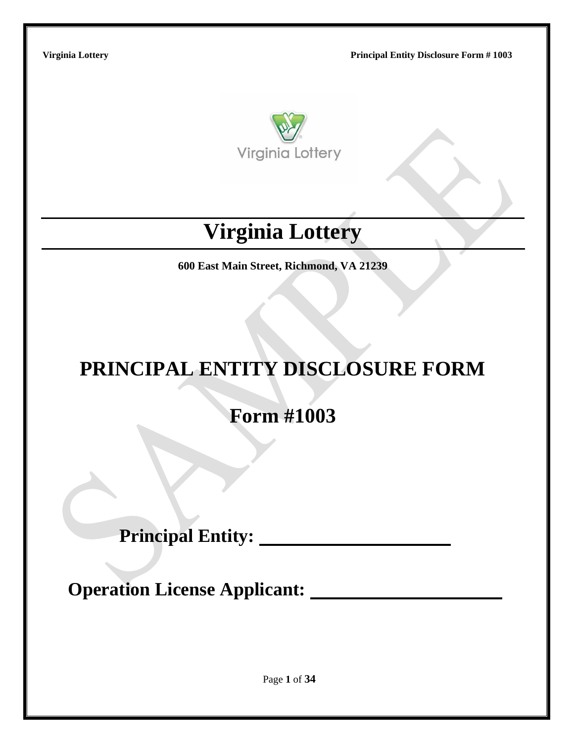# Virginia Lottery

**600 East Main Street, Richmond, VA 21239**

# PRINCIPAL ENTITY DISCLOSURE FORM

## Form #1003

**Principal Entity: \_\_\_\_\_\_\_\_\_\_\_\_\_\_\_\_\_\_\_\_\_\_**

**Operation License Applicant: \_\_\_\_\_\_\_\_\_\_\_\_\_\_\_\_\_\_\_\_\_\_**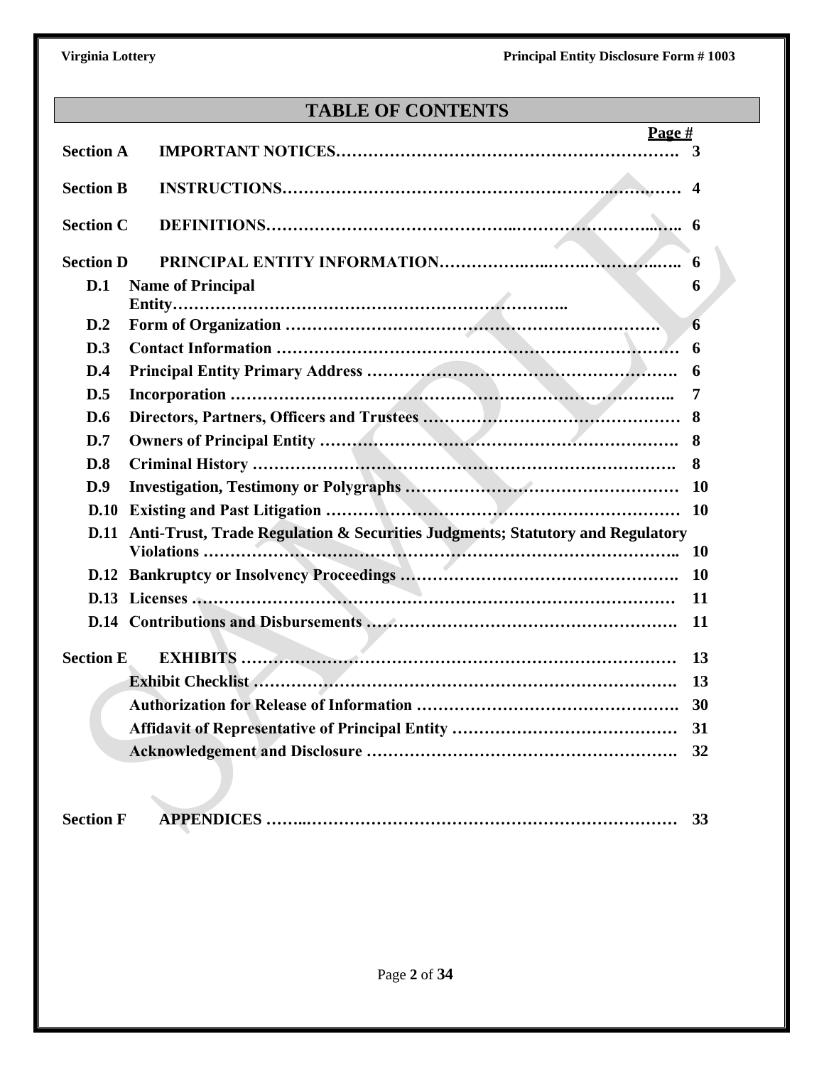# TABLE OF CONTENTS

| | | Page # |
|---|---|---|
| **Section A** | **IMPORTANT NOTICES** | 3 |
| **Section B** | **INSTRUCTIONS** | 4 |
| **Section C** | **DEFINITIONS** | 6 |
| **Section D** | **PRINCIPAL ENTITY INFORMATION** | 6 |
| D.1 | Name of Principal Entity | 6 |
| D.2 | Form of Organization | 6 |
| D.3 | Contact Information | 6 |
| D.4 | Principal Entity Primary Address | 6 |
| D.5 | Incorporation | 7 |
| D.6 | Directors, Partners, Officers and Trustees | 8 |
| D.7 | Owners of Principal Entity | 8 |
| D.8 | Criminal History | 8 |
| D.9 | Investigation, Testimony or Polygraphs | 10 |
| D.10 | Existing and Past Litigation | 10 |
| D.11 | Anti-Trust, Trade Regulation & Securities Judgments; Statutory and Regulatory Violations | 10 |
| D.12 | Bankruptcy or Insolvency Proceedings | 10 |
| D.13 | Licenses | 11 |
| D.14 | Contributions and Disbursements | 11 |
| **Section E** | **EXHIBITS** | 13 |
| | Exhibit Checklist | 13 |
| | Authorization for Release of Information | 30 |
| | Affidavit of Representative of Principal Entity | 31 |
| | Acknowledgement and Disclosure | 32 |
| **Section F** | **APPENDICES** | 33 |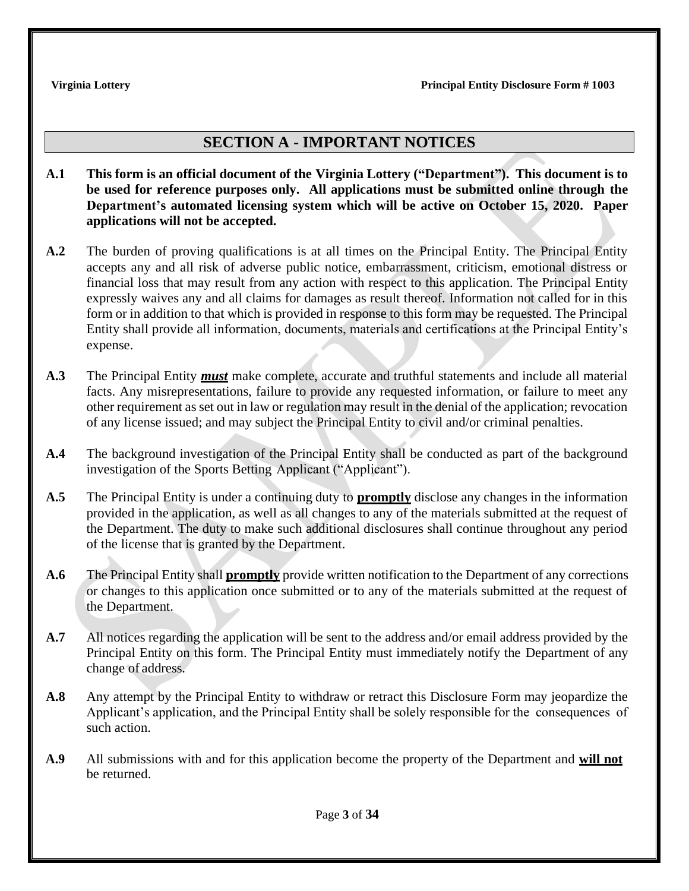## SECTION A - IMPORTANT NOTICES

**A.1** **This form is an official document of the Virginia Lottery ("Department"). This document is to be used for reference purposes only. All applications must be submitted online through the Department's automated licensing system which will be active on October 15, 2020. Paper applications will not be accepted.**

**A.2** The burden of proving qualifications is at all times on the Principal Entity. The Principal Entity accepts any and all risk of adverse public notice, embarrassment, criticism, emotional distress or financial loss that may result from any action with respect to this application. The Principal Entity expressly waives any and all claims for damages as result thereof. Information not called for in this form or in addition to that which is provided in response to this form may be requested. The Principal Entity shall provide all information, documents, materials and certifications at the Principal Entity's expense.

**A.3** The Principal Entity ***must*** make complete, accurate and truthful statements and include all material facts. Any misrepresentations, failure to provide any requested information, or failure to meet any other requirement as set out in law or regulation may result in the denial of the application; revocation of any license issued; and may subject the Principal Entity to civil and/or criminal penalties.

**A.4** The background investigation of the Principal Entity shall be conducted as part of the background investigation of the Sports Betting Applicant ("Applicant").

**A.5** The Principal Entity is under a continuing duty to **promptly** disclose any changes in the information provided in the application, as well as all changes to any of the materials submitted at the request of the Department. The duty to make such additional disclosures shall continue throughout any period of the license that is granted by the Department.

**A.6** The Principal Entity shall **promptly** provide written notification to the Department of any corrections or changes to this application once submitted or to any of the materials submitted at the request of the Department.

**A.7** All notices regarding the application will be sent to the address and/or email address provided by the Principal Entity on this form. The Principal Entity must immediately notify the Department of any change of address.

**A.8** Any attempt by the Principal Entity to withdraw or retract this Disclosure Form may jeopardize the Applicant's application, and the Principal Entity shall be solely responsible for the consequences of such action.

**A.9** All submissions with and for this application become the property of the Department and **will not** be returned.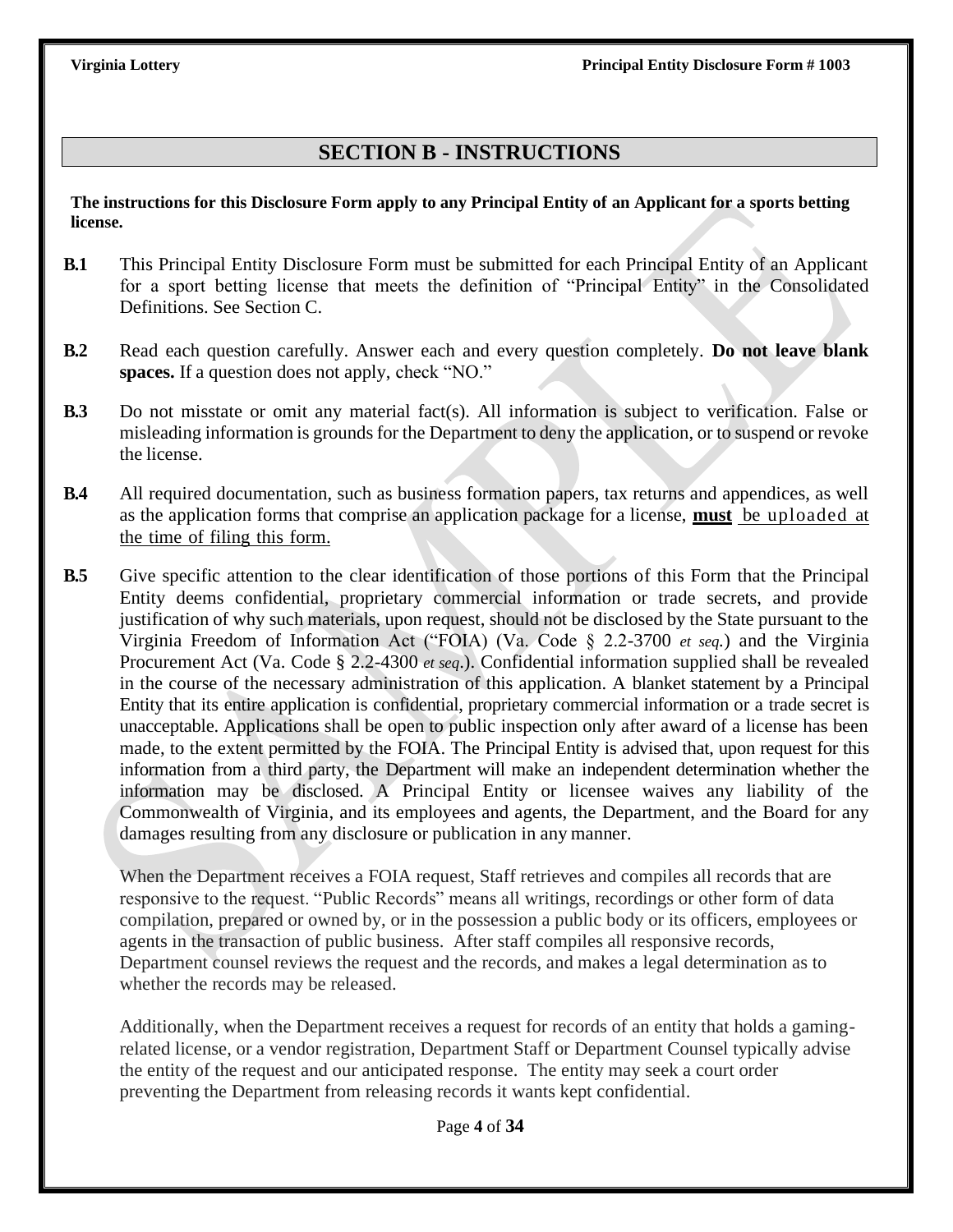## SECTION B - INSTRUCTIONS

**The instructions for this Disclosure Form apply to any Principal Entity of an Applicant for a sports betting license.**

**B.1** This Principal Entity Disclosure Form must be submitted for each Principal Entity of an Applicant for a sport betting license that meets the definition of "Principal Entity" in the Consolidated Definitions. See Section C.

**B.2** Read each question carefully. Answer each and every question completely. **Do not leave blank spaces.** If a question does not apply, check "NO."

**B.3** Do not misstate or omit any material fact(s). All information is subject to verification. False or misleading information is grounds for the Department to deny the application, or to suspend or revoke the license.

**B.4** All required documentation, such as business formation papers, tax returns and appendices, as well as the application forms that comprise an application package for a license, **must** be uploaded at the time of filing this form.

**B.5** Give specific attention to the clear identification of those portions of this Form that the Principal Entity deems confidential, proprietary commercial information or trade secrets, and provide justification of why such materials, upon request, should not be disclosed by the State pursuant to the Virginia Freedom of Information Act ("FOIA) (Va. Code § 2.2-3700 *et seq.*) and the Virginia Procurement Act (Va. Code § 2.2-4300 *et seq*.). Confidential information supplied shall be revealed in the course of the necessary administration of this application. A blanket statement by a Principal Entity that its entire application is confidential, proprietary commercial information or a trade secret is unacceptable. Applications shall be open to public inspection only after award of a license has been made, to the extent permitted by the FOIA. The Principal Entity is advised that, upon request for this information from a third party, the Department will make an independent determination whether the information may be disclosed. A Principal Entity or licensee waives any liability of the Commonwealth of Virginia, and its employees and agents, the Department, and the Board for any damages resulting from any disclosure or publication in any manner.

When the Department receives a FOIA request, Staff retrieves and compiles all records that are responsive to the request. "Public Records" means all writings, recordings or other form of data compilation, prepared or owned by, or in the possession a public body or its officers, employees or agents in the transaction of public business. After staff compiles all responsive records, Department counsel reviews the request and the records, and makes a legal determination as to whether the records may be released.

Additionally, when the Department receives a request for records of an entity that holds a gaming-related license, or a vendor registration, Department Staff or Department Counsel typically advise the entity of the request and our anticipated response. The entity may seek a court order preventing the Department from releasing records it wants kept confidential.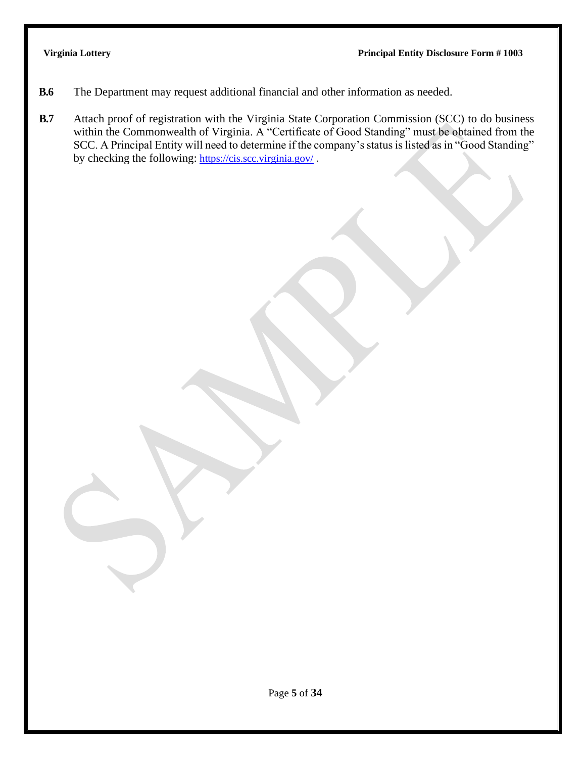**B.6** The Department may request additional financial and other information as needed.

**B.7** Attach proof of registration with the Virginia State Corporation Commission (SCC) to do business within the Commonwealth of Virginia. A "Certificate of Good Standing" must be obtained from the SCC. A Principal Entity will need to determine if the company's status is listed as in "Good Standing" by checking the following: https://cis.scc.virginia.gov/ .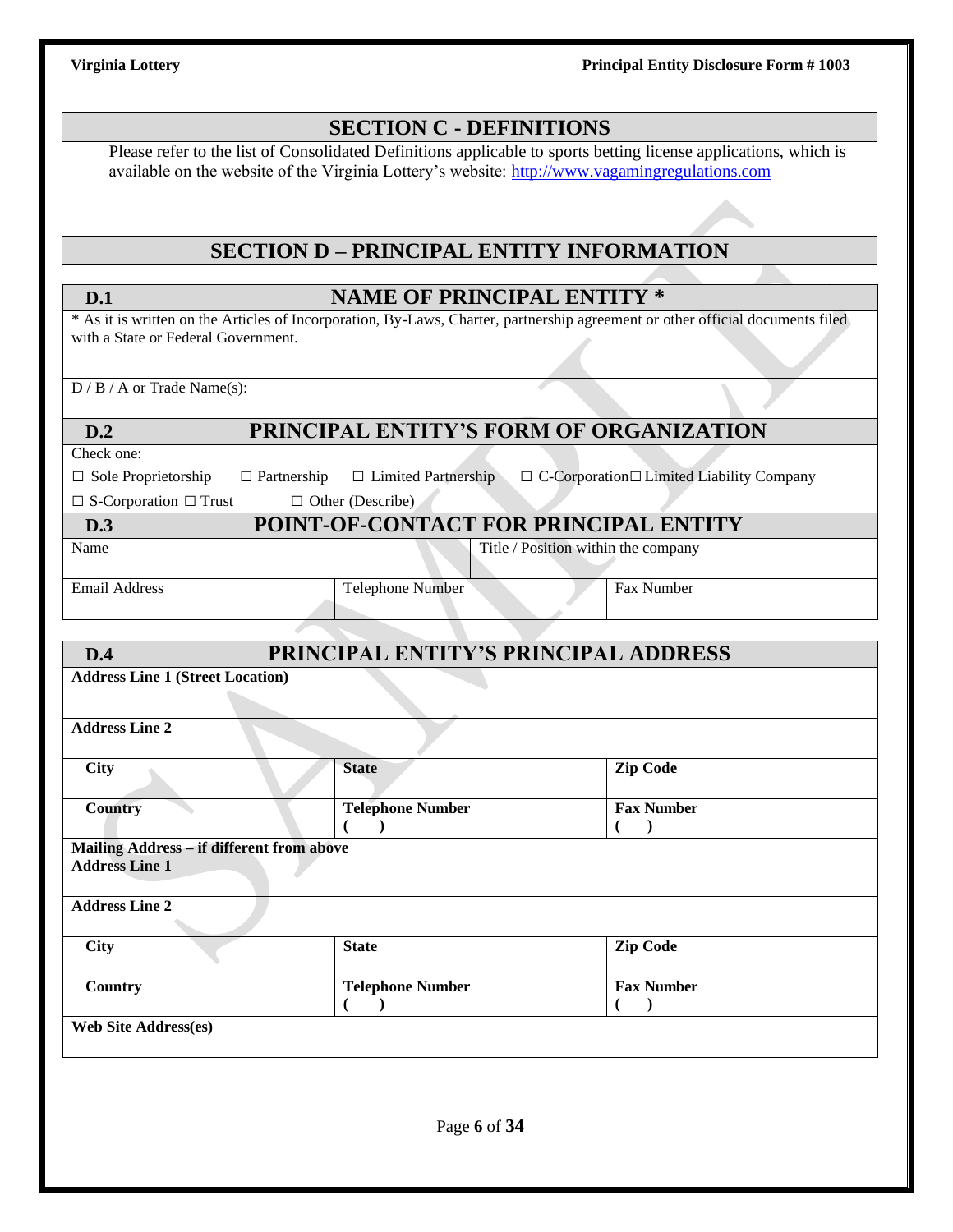## SECTION C - DEFINITIONS

Please refer to the list of Consolidated Definitions applicable to sports betting license applications, which is available on the website of the Virginia Lottery's website: [http://www.vagamingregulations.com](http://www.vagamingregulations.com)

## SECTION D – PRINCIPAL ENTITY INFORMATION

### D.1 NAME OF PRINCIPAL ENTITY *

* As it is written on the Articles of Incorporation, By-Laws, Charter, partnership agreement or other official documents filed with a State or Federal Government.

D / B / A or Trade Name(s):

### D.2 PRINCIPAL ENTITY'S FORM OF ORGANIZATION

Check one:

☐ Sole Proprietorship ☐ Partnership ☐ Limited Partnership ☐ C-Corporation ☐ Limited Liability Company

☐ S-Corporation ☐ Trust ☐ Other (Describe) ____________________

### D.3 POINT-OF-CONTACT FOR PRINCIPAL ENTITY

| Name | | Title / Position within the company |
|---|---|---|
| **Email Address** | **Telephone Number** | **Fax Number** |
| | | |

### D.4 PRINCIPAL ENTITY'S PRINCIPAL ADDRESS

| **Address Line 1 (Street Location)** | | |
|---|---|---|
| **Address Line 2** | | |
| **City** | **State** | **Zip Code** |
| **Country** | **Telephone Number** ( ) | **Fax Number** ( ) |
| **Mailing Address – if different from above** **Address Line 1** | | |
| **Address Line 2** | | |
| **City** | **State** | **Zip Code** |
| **Country** | **Telephone Number** ( ) | **Fax Number** ( ) |
| **Web Site Address(es)** | | |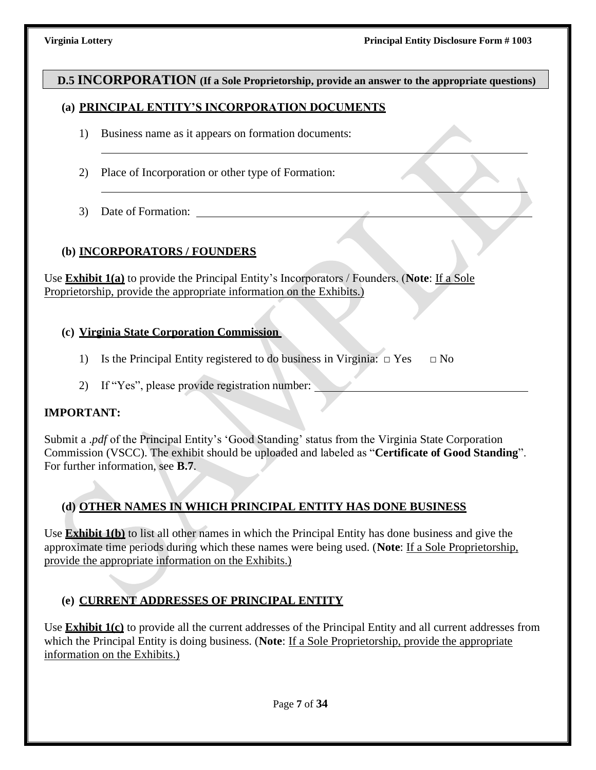## D.5 INCORPORATION (If a Sole Proprietorship, provide an answer to the appropriate questions)

### (a) PRINCIPAL ENTITY'S INCORPORATION DOCUMENTS

1) Business name as it appears on formation documents:

_______________________________________________

2) Place of Incorporation or other type of Formation:

_______________________________________________

3) Date of Formation: _______________________________________________

### (b) INCORPORATORS / FOUNDERS

Use **Exhibit 1(a)** to provide the Principal Entity's Incorporators / Founders. (**Note**: If a Sole Proprietorship, provide the appropriate information on the Exhibits.)

### (c) Virginia State Corporation Commission

1) Is the Principal Entity registered to do business in Virginia: □ Yes □ No

2) If "Yes", please provide registration number: _______________________________

**IMPORTANT:**

Submit a *.pdf* of the Principal Entity's 'Good Standing' status from the Virginia State Corporation Commission (VSCC). The exhibit should be uploaded and labeled as "**Certificate of Good Standing**". For further information, see **B.7**.

### (d) OTHER NAMES IN WHICH PRINCIPAL ENTITY HAS DONE BUSINESS

Use **Exhibit 1(b)** to list all other names in which the Principal Entity has done business and give the approximate time periods during which these names were being used. (**Note**: If a Sole Proprietorship, provide the appropriate information on the Exhibits.)

### (e) CURRENT ADDRESSES OF PRINCIPAL ENTITY

Use **Exhibit 1(c)** to provide all the current addresses of the Principal Entity and all current addresses from which the Principal Entity is doing business. (**Note**: If a Sole Proprietorship, provide the appropriate information on the Exhibits.)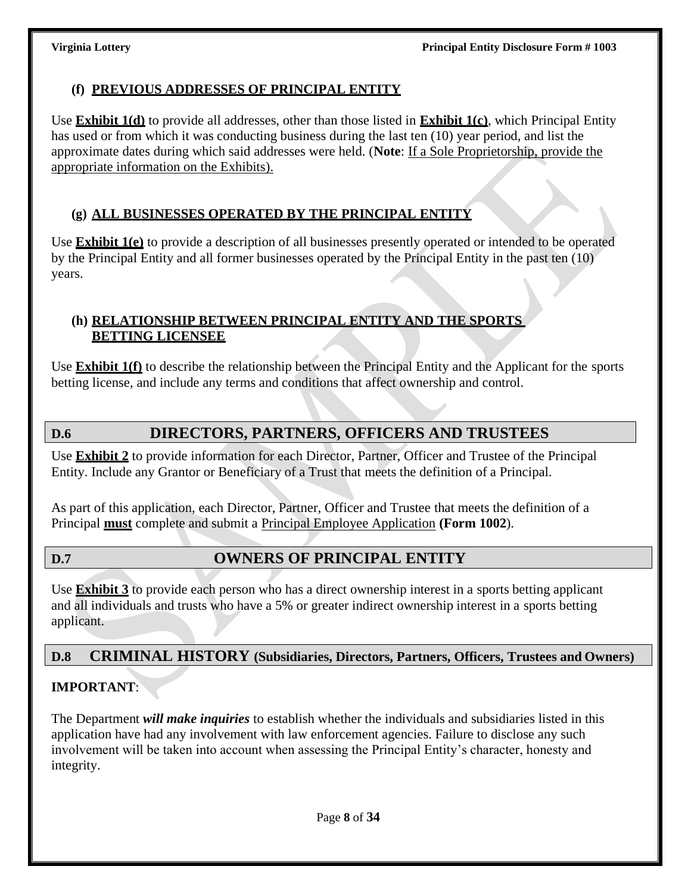### (f) PREVIOUS ADDRESSES OF PRINCIPAL ENTITY

Use **Exhibit 1(d)** to provide all addresses, other than those listed in **Exhibit 1(c)**, which Principal Entity has used or from which it was conducting business during the last ten (10) year period, and list the approximate dates during which said addresses were held. (**Note**: If a Sole Proprietorship, provide the appropriate information on the Exhibits).

### (g) ALL BUSINESSES OPERATED BY THE PRINCIPAL ENTITY

Use **Exhibit 1(e)** to provide a description of all businesses presently operated or intended to be operated by the Principal Entity and all former businesses operated by the Principal Entity in the past ten (10) years.

### (h) RELATIONSHIP BETWEEN PRINCIPAL ENTITY AND THE SPORTS BETTING LICENSEE

Use **Exhibit 1(f)** to describe the relationship between the Principal Entity and the Applicant for the sports betting license, and include any terms and conditions that affect ownership and control.

## D.6 DIRECTORS, PARTNERS, OFFICERS AND TRUSTEES

Use **Exhibit 2** to provide information for each Director, Partner, Officer and Trustee of the Principal Entity. Include any Grantor or Beneficiary of a Trust that meets the definition of a Principal.

As part of this application, each Director, Partner, Officer and Trustee that meets the definition of a Principal **must** complete and submit a Principal Employee Application **(Form 1002)**.

## D.7 OWNERS OF PRINCIPAL ENTITY

Use **Exhibit 3** to provide each person who has a direct ownership interest in a sports betting applicant and all individuals and trusts who have a 5% or greater indirect ownership interest in a sports betting applicant.

## D.8 CRIMINAL HISTORY (Subsidiaries, Directors, Partners, Officers, Trustees and Owners)

**IMPORTANT**:

The Department ***will make inquiries*** to establish whether the individuals and subsidiaries listed in this application have had any involvement with law enforcement agencies. Failure to disclose any such involvement will be taken into account when assessing the Principal Entity's character, honesty and integrity.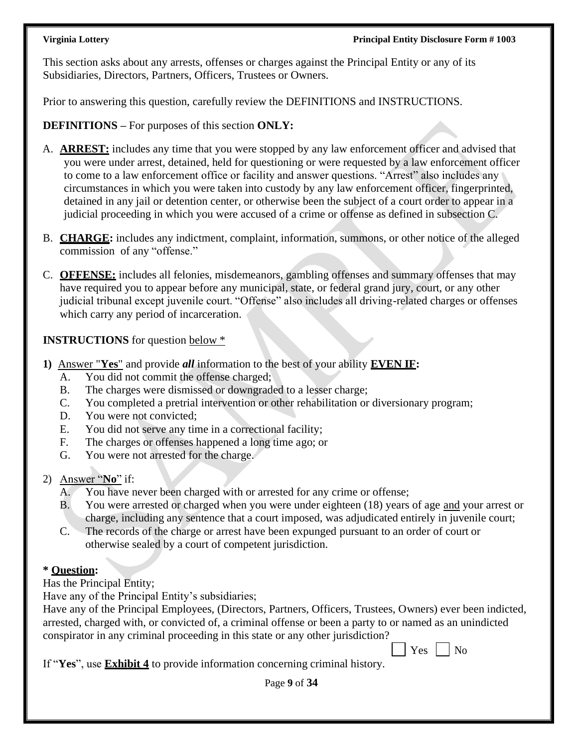This section asks about any arrests, offenses or charges against the Principal Entity or any of its Subsidiaries, Directors, Partners, Officers, Trustees or Owners.

Prior to answering this question, carefully review the DEFINITIONS and INSTRUCTIONS.

**DEFINITIONS –** For purposes of this section **ONLY:**

A. **ARREST:** includes any time that you were stopped by any law enforcement officer and advised that you were under arrest, detained, held for questioning or were requested by a law enforcement officer to come to a law enforcement office or facility and answer questions. "Arrest" also includes any circumstances in which you were taken into custody by any law enforcement officer, fingerprinted, detained in any jail or detention center, or otherwise been the subject of a court order to appear in a judicial proceeding in which you were accused of a crime or offense as defined in subsection C.

B. **CHARGE:** includes any indictment, complaint, information, summons, or other notice of the alleged commission of any "offense."

C. **OFFENSE:** includes all felonies, misdemeanors, gambling offenses and summary offenses that may have required you to appear before any municipal, state, or federal grand jury, court, or any other judicial tribunal except juvenile court. "Offense" also includes all driving-related charges or offenses which carry any period of incarceration.

**INSTRUCTIONS** for question below *

**1)** Answer "**Yes**" and provide ***all*** information to the best of your ability **EVEN IF:**

   A. You did not commit the offense charged;
   B. The charges were dismissed or downgraded to a lesser charge;
   C. You completed a pretrial intervention or other rehabilitation or diversionary program;
   D. You were not convicted;
   E. You did not serve any time in a correctional facility;
   F. The charges or offenses happened a long time ago; or
   G. You were not arrested for the charge.

2) Answer "**No**" if:

   A. You have never been charged with or arrested for any crime or offense;
   B. You were arrested or charged when you were under eighteen (18) years of age and your arrest or charge, including any sentence that a court imposed, was adjudicated entirely in juvenile court;
   C. The records of the charge or arrest have been expunged pursuant to an order of court or otherwise sealed by a court of competent jurisdiction.

**\* Question:**

Has the Principal Entity;

Have any of the Principal Entity's subsidiaries;

Have any of the Principal Employees, (Directors, Partners, Officers, Trustees, Owners) ever been indicted, arrested, charged with, or convicted of, a criminal offense or been a party to or named as an unindicted conspirator in any criminal proceeding in this state or any other jurisdiction?

☐ Yes ☐ No

If "**Yes**", use **Exhibit 4** to provide information concerning criminal history.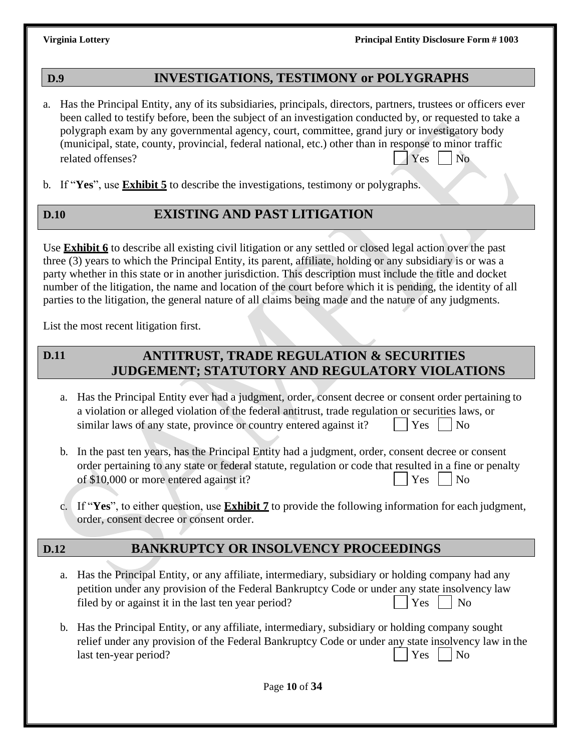## D.9 INVESTIGATIONS, TESTIMONY or POLYGRAPHS

a. Has the Principal Entity, any of its subsidiaries, principals, directors, partners, trustees or officers ever been called to testify before, been the subject of an investigation conducted by, or requested to take a polygraph exam by any governmental agency, court, committee, grand jury or investigatory body (municipal, state, county, provincial, federal national, etc.) other than in response to minor traffic related offenses? ☐ Yes ☐ No

b. If "**Yes**", use **Exhibit 5** to describe the investigations, testimony or polygraphs.

## D.10 EXISTING AND PAST LITIGATION

Use **Exhibit 6** to describe all existing civil litigation or any settled or closed legal action over the past three (3) years to which the Principal Entity, its parent, affiliate, holding or any subsidiary is or was a party whether in this state or in another jurisdiction. This description must include the title and docket number of the litigation, the name and location of the court before which it is pending, the identity of all parties to the litigation, the general nature of all claims being made and the nature of any judgments.

List the most recent litigation first.

## D.11 ANTITRUST, TRADE REGULATION & SECURITIES JUDGEMENT; STATUTORY AND REGULATORY VIOLATIONS

a. Has the Principal Entity ever had a judgment, order, consent decree or consent order pertaining to a violation or alleged violation of the federal antitrust, trade regulation or securities laws, or similar laws of any state, province or country entered against it? ☐ Yes ☐ No

b. In the past ten years, has the Principal Entity had a judgment, order, consent decree or consent order pertaining to any state or federal statute, regulation or code that resulted in a fine or penalty of $10,000 or more entered against it? ☐ Yes ☐ No

c. If "**Yes**", to either question, use **Exhibit 7** to provide the following information for each judgment, order, consent decree or consent order.

## D.12 BANKRUPTCY OR INSOLVENCY PROCEEDINGS

a. Has the Principal Entity, or any affiliate, intermediary, subsidiary or holding company had any petition under any provision of the Federal Bankruptcy Code or under any state insolvency law filed by or against it in the last ten year period? ☐ Yes ☐ No

b. Has the Principal Entity, or any affiliate, intermediary, subsidiary or holding company sought relief under any provision of the Federal Bankruptcy Code or under any state insolvency law in the last ten-year period? ☐ Yes ☐ No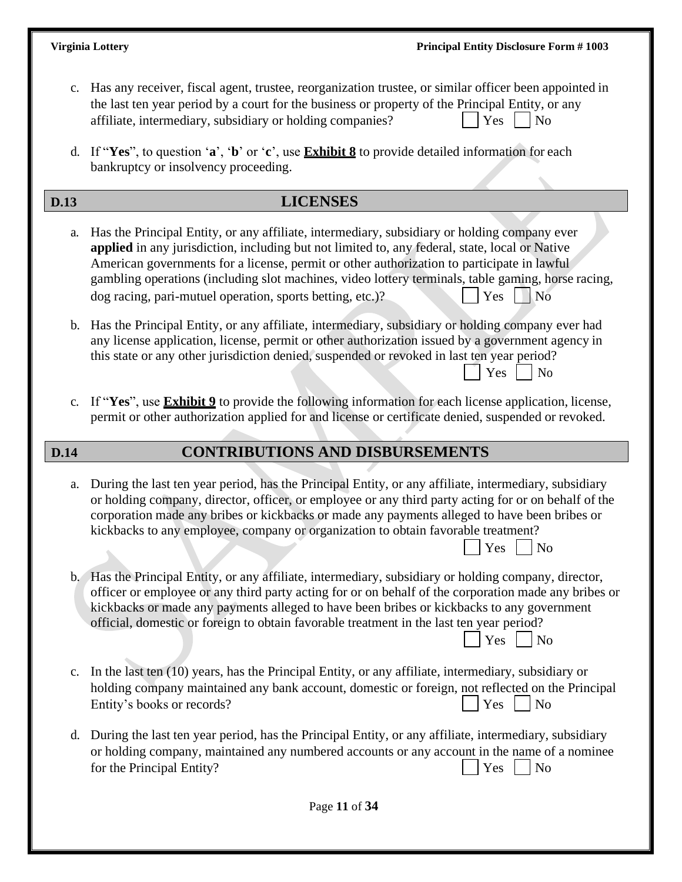c. Has any receiver, fiscal agent, trustee, reorganization trustee, or similar officer been appointed in the last ten year period by a court for the business or property of the Principal Entity, or any affiliate, intermediary, subsidiary or holding companies? ☐ Yes ☐ No

d. If "**Yes**", to question '**a**', '**b**' or '**c**', use **Exhibit 8** to provide detailed information for each bankruptcy or insolvency proceeding.

## D.13 LICENSES

a. Has the Principal Entity, or any affiliate, intermediary, subsidiary or holding company ever **applied** in any jurisdiction, including but not limited to, any federal, state, local or Native American governments for a license, permit or other authorization to participate in lawful gambling operations (including slot machines, video lottery terminals, table gaming, horse racing, dog racing, pari-mutuel operation, sports betting, etc.)? ☐ Yes ☐ No

b. Has the Principal Entity, or any affiliate, intermediary, subsidiary or holding company ever had any license application, license, permit or other authorization issued by a government agency in this state or any other jurisdiction denied, suspended or revoked in last ten year period? ☐ Yes ☐ No

c. If "**Yes**", use **Exhibit 9** to provide the following information for each license application, license, permit or other authorization applied for and license or certificate denied, suspended or revoked.

## D.14 CONTRIBUTIONS AND DISBURSEMENTS

a. During the last ten year period, has the Principal Entity, or any affiliate, intermediary, subsidiary or holding company, director, officer, or employee or any third party acting for or on behalf of the corporation made any bribes or kickbacks or made any payments alleged to have been bribes or kickbacks to any employee, company or organization to obtain favorable treatment? ☐ Yes ☐ No

b. Has the Principal Entity, or any affiliate, intermediary, subsidiary or holding company, director, officer or employee or any third party acting for or on behalf of the corporation made any bribes or kickbacks or made any payments alleged to have been bribes or kickbacks to any government official, domestic or foreign to obtain favorable treatment in the last ten year period? ☐ Yes ☐ No

c. In the last ten (10) years, has the Principal Entity, or any affiliate, intermediary, subsidiary or holding company maintained any bank account, domestic or foreign, not reflected on the Principal Entity's books or records? ☐ Yes ☐ No

d. During the last ten year period, has the Principal Entity, or any affiliate, intermediary, subsidiary or holding company, maintained any numbered accounts or any account in the name of a nominee for the Principal Entity? ☐ Yes ☐ No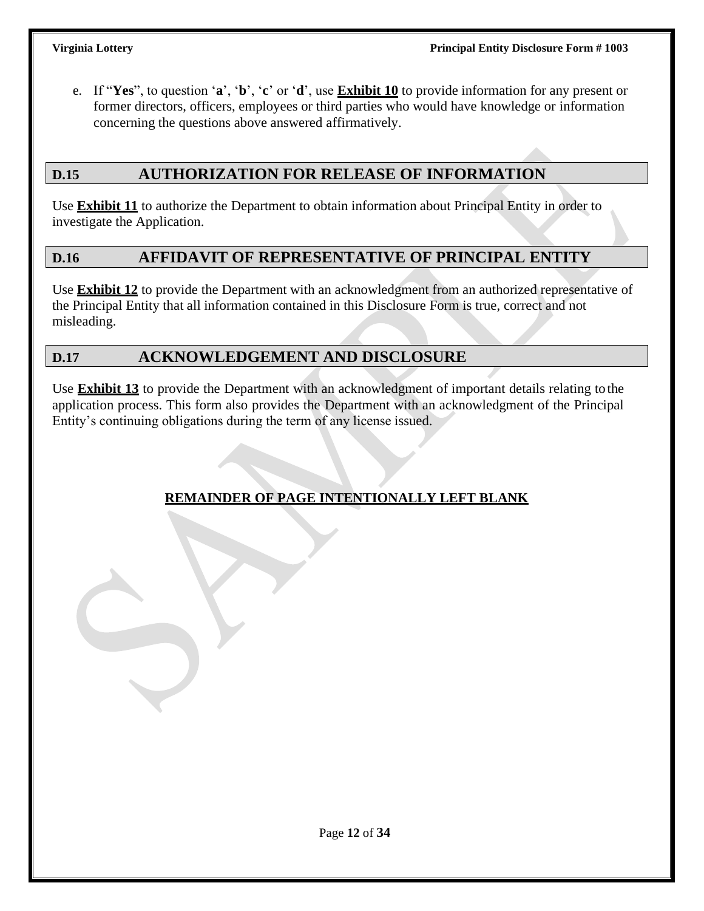e. If "**Yes**", to question '**a**', '**b**', '**c**' or '**d**', use **Exhibit 10** to provide information for any present or former directors, officers, employees or third parties who would have knowledge or information concerning the questions above answered affirmatively.

## D.15 AUTHORIZATION FOR RELEASE OF INFORMATION

Use **Exhibit 11** to authorize the Department to obtain information about Principal Entity in order to investigate the Application.

## D.16 AFFIDAVIT OF REPRESENTATIVE OF PRINCIPAL ENTITY

Use **Exhibit 12** to provide the Department with an acknowledgment from an authorized representative of the Principal Entity that all information contained in this Disclosure Form is true, correct and not misleading.

## D.17 ACKNOWLEDGEMENT AND DISCLOSURE

Use **Exhibit 13** to provide the Department with an acknowledgment of important details relating to the application process. This form also provides the Department with an acknowledgment of the Principal Entity's continuing obligations during the term of any license issued.

**REMAINDER OF PAGE INTENTIONALLY LEFT BLANK**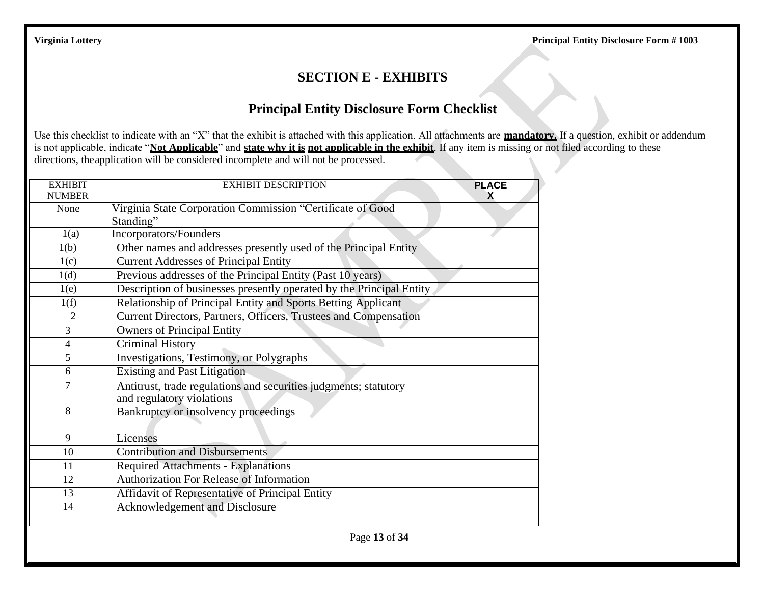# SECTION E - EXHIBITS

## Principal Entity Disclosure Form Checklist

Use this checklist to indicate with an "X" that the exhibit is attached with this application. All attachments are **mandatory.** If a question, exhibit or addendum is not applicable, indicate "**Not Applicable**" and **state why it is not applicable in the exhibit**. If any item is missing or not filed according to these directions, the application will be considered incomplete and will not be processed.

| EXHIBIT NUMBER | EXHIBIT DESCRIPTION | PLACE X |
|---|---|---|
| None | Virginia State Corporation Commission "Certificate of Good Standing" | |
| 1(a) | Incorporators/Founders | |
| 1(b) | Other names and addresses presently used of the Principal Entity | |
| 1(c) | Current Addresses of Principal Entity | |
| 1(d) | Previous addresses of the Principal Entity (Past 10 years) | |
| 1(e) | Description of businesses presently operated by the Principal Entity | |
| 1(f) | Relationship of Principal Entity and Sports Betting Applicant | |
| 2 | Current Directors, Partners, Officers, Trustees and Compensation | |
| 3 | Owners of Principal Entity | |
| 4 | Criminal History | |
| 5 | Investigations, Testimony, or Polygraphs | |
| 6 | Existing and Past Litigation | |
| 7 | Antitrust, trade regulations and securities judgments; statutory and regulatory violations | |
| 8 | Bankruptcy or insolvency proceedings | |
| 9 | Licenses | |
| 10 | Contribution and Disbursements | |
| 11 | Required Attachments - Explanations | |
| 12 | Authorization For Release of Information | |
| 13 | Affidavit of Representative of Principal Entity | |
| 14 | Acknowledgement and Disclosure | |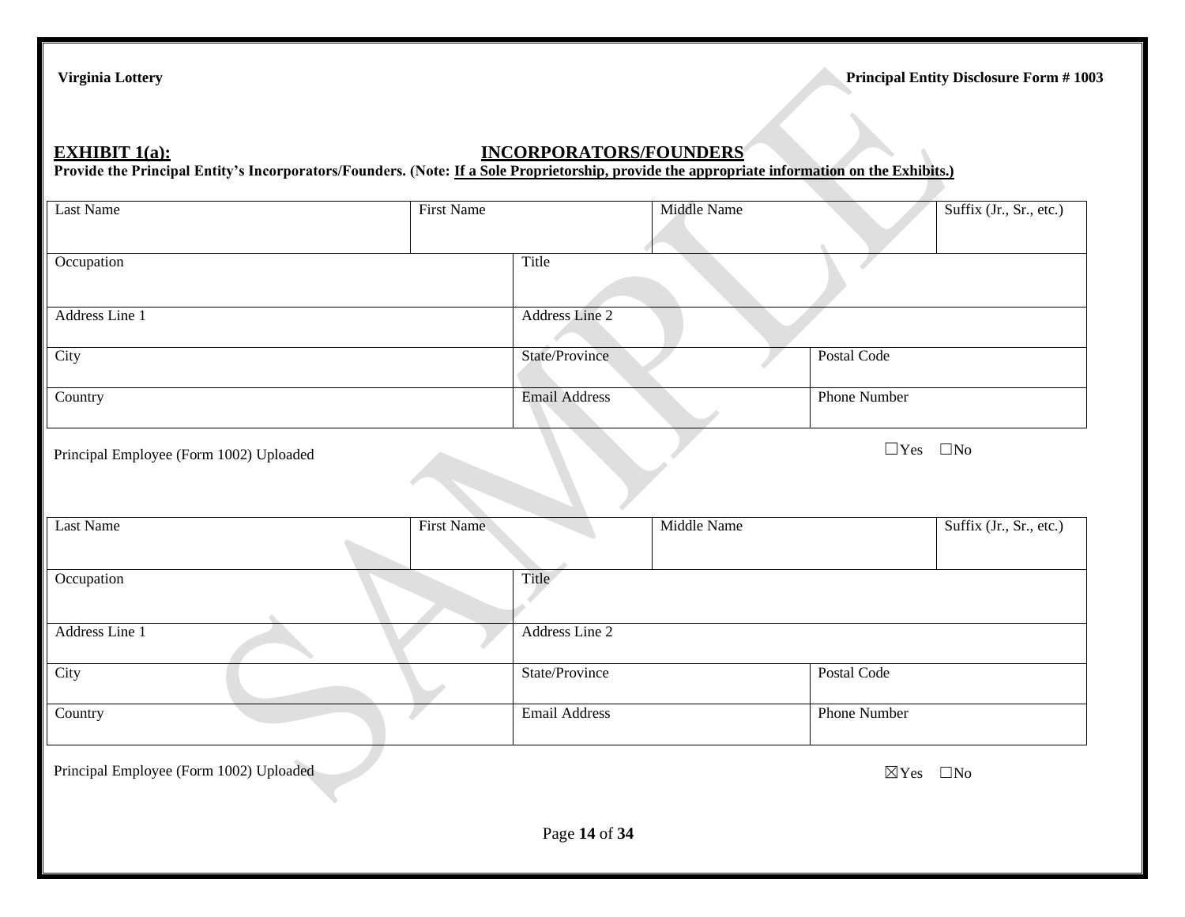## EXHIBIT 1(a): INCORPORATORS/FOUNDERS

**Provide the Principal Entity's Incorporators/Founders. (Note: If a Sole Proprietorship, provide the appropriate information on the Exhibits.)**

| Last Name | First Name | Middle Name | Suffix (Jr., Sr., etc.) |
|---|---|---|---|
| | | | |

| Occupation | Title |
|---|---|
| | |

| Address Line 1 | Address Line 2 |
|---|---|
| | |

| City | State/Province | Postal Code |
|---|---|---|
| | | |

| Country | Email Address | Phone Number |
|---|---|---|
| | | |

Principal Employee (Form 1002) Uploaded ☐Yes ☐No

| Last Name | First Name | Middle Name | Suffix (Jr., Sr., etc.) |
|---|---|---|---|
| | | | |

| Occupation | Title |
|---|---|
| | |

| Address Line 1 | Address Line 2 |
|---|---|
| | |

| City | State/Province | Postal Code |
|---|---|---|
| | | |

| Country | Email Address | Phone Number |
|---|---|---|
| | | |

Principal Employee (Form 1002) Uploaded ☒Yes ☐No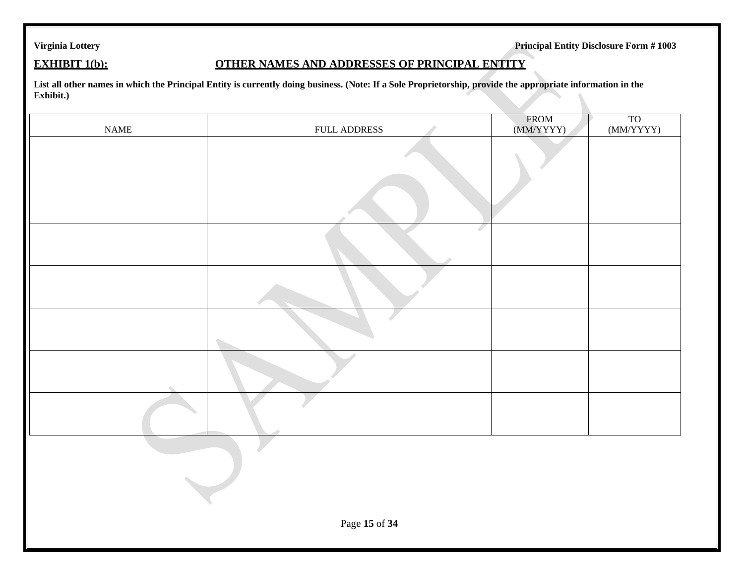**Virginia Lottery** **Principal Entity Disclosure Form # 1003**

## EXHIBIT 1(b): OTHER NAMES AND ADDRESSES OF PRINCIPAL ENTITY

**List all other names in which the Principal Entity is currently doing business. (Note: If a Sole Proprietorship, provide the appropriate information in the Exhibit.)**

| NAME | FULL ADDRESS | FROM (MM/YYYY) | TO (MM/YYYY) |
|---|---|---|---|
| | | | |
| | | | |
| | | | |
| | | | |
| | | | |
| | | | |
| | | | |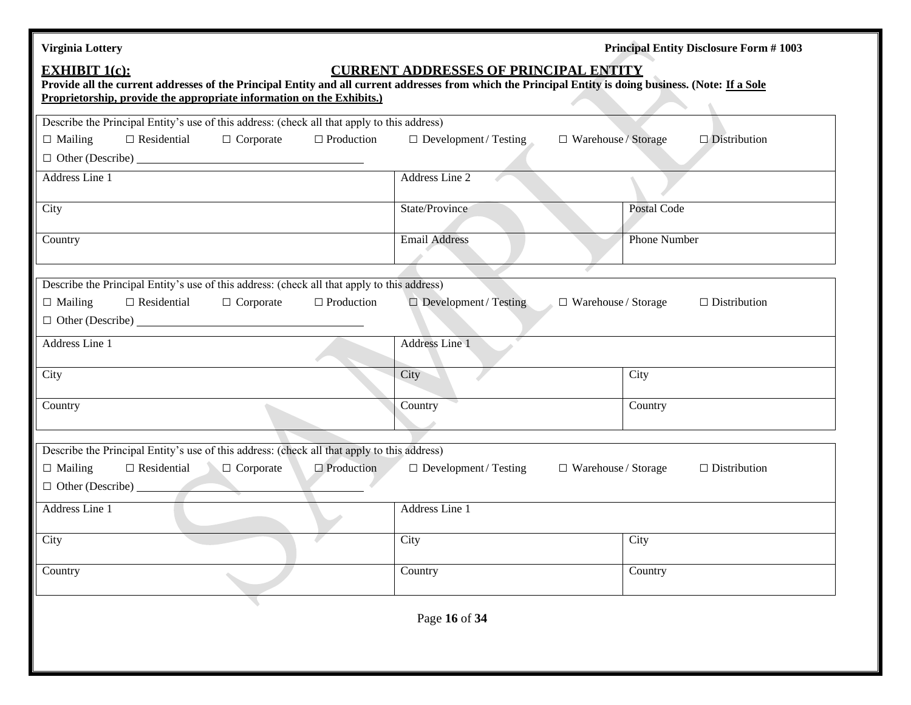Virginia Lottery — Principal Entity Disclosure Form # 1003

## EXHIBIT 1(c): CURRENT ADDRESSES OF PRINCIPAL ENTITY

**Provide all the current addresses of the Principal Entity and all current addresses from which the Principal Entity is doing business. (Note: If a Sole Proprietorship, provide the appropriate information on the Exhibits.)**

Describe the Principal Entity's use of this address: (check all that apply to this address)

☐ Mailing ☐ Residential ☐ Corporate ☐ Production ☐ Development / Testing ☐ Warehouse / Storage ☐ Distribution

☐ Other (Describe) ______________________________

| Address Line 1 | Address Line 2 | |
|---|---|---|
| City | State/Province | Postal Code |
| Country | Email Address | Phone Number |

Describe the Principal Entity's use of this address: (check all that apply to this address)

☐ Mailing ☐ Residential ☐ Corporate ☐ Production ☐ Development / Testing ☐ Warehouse / Storage ☐ Distribution

☐ Other (Describe) ______________________________

| Address Line 1 | Address Line 1 | |
|---|---|---|
| City | City | City |
| Country | Country | Country |

Describe the Principal Entity's use of this address: (check all that apply to this address)

☐ Mailing ☐ Residential ☐ Corporate ☐ Production ☐ Development / Testing ☐ Warehouse / Storage ☐ Distribution

☐ Other (Describe) ______________________________

| Address Line 1 | Address Line 1 | |
|---|---|---|
| City | City | City |
| Country | Country | Country |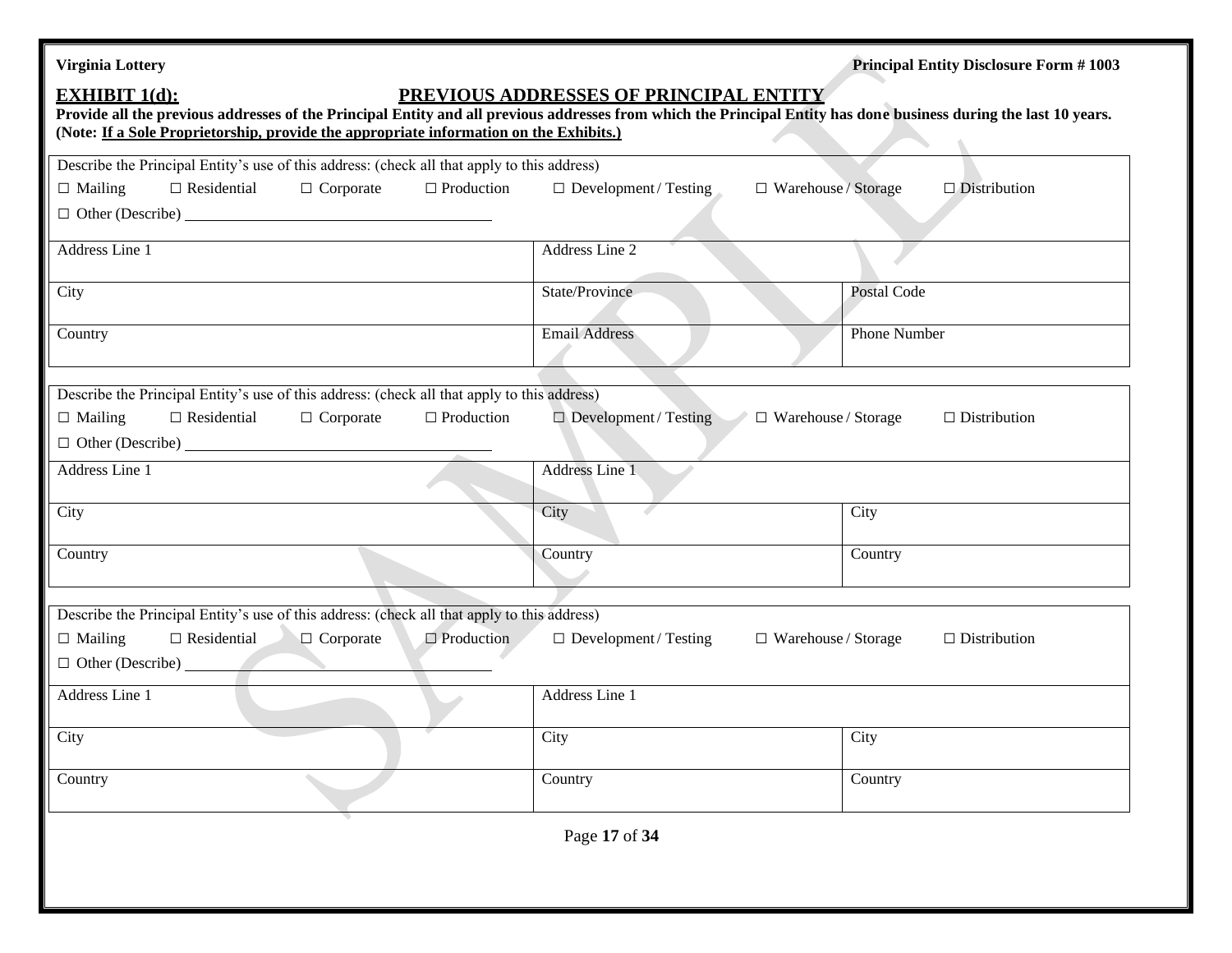## EXHIBIT 1(d): PREVIOUS ADDRESSES OF PRINCIPAL ENTITY

**Provide all the previous addresses of the Principal Entity and all previous addresses from which the Principal Entity has done business during the last 10 years. (Note: If a Sole Proprietorship, provide the appropriate information on the Exhibits.)**

| Describe the Principal Entity's use of this address: (check all that apply to this address) ☐ Mailing ☐ Residential ☐ Corporate ☐ Production ☐ Development / Testing ☐ Warehouse / Storage ☐ Distribution ☐ Other (Describe) ________ | | |
|---|---|---|
| Address Line 1 | Address Line 2 | |
| City | State/Province | Postal Code |
| Country | Email Address | Phone Number |

| Describe the Principal Entity's use of this address: (check all that apply to this address) ☐ Mailing ☐ Residential ☐ Corporate ☐ Production ☐ Development / Testing ☐ Warehouse / Storage ☐ Distribution ☐ Other (Describe) ________ | | |
|---|---|---|
| Address Line 1 | Address Line 1 | |
| City | City | City |
| Country | Country | Country |

| Describe the Principal Entity's use of this address: (check all that apply to this address) ☐ Mailing ☐ Residential ☐ Corporate ☐ Production ☐ Development / Testing ☐ Warehouse / Storage ☐ Distribution ☐ Other (Describe) ________ | | |
|---|---|---|
| Address Line 1 | Address Line 1 | |
| City | City | City |
| Country | Country | Country |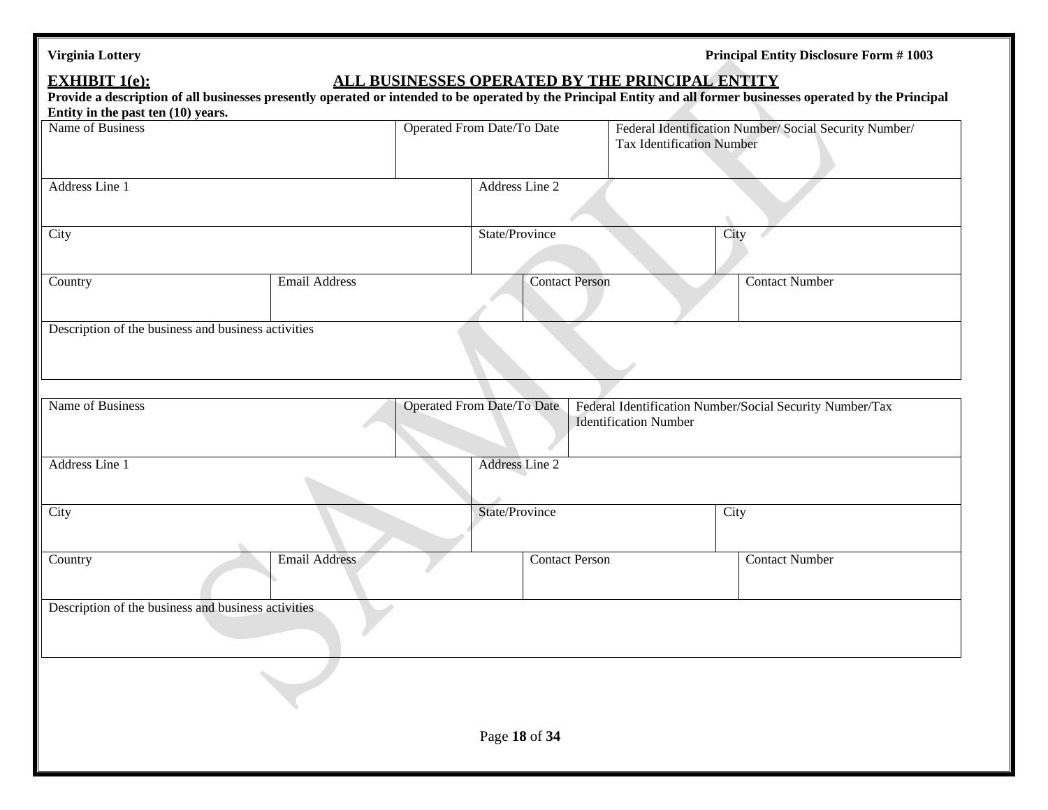## EXHIBIT 1(e): ALL BUSINESSES OPERATED BY THE PRINCIPAL ENTITY

**Provide a description of all businesses presently operated or intended to be operated by the Principal Entity and all former businesses operated by the Principal Entity in the past ten (10) years.**

| Name of Business | | Operated From Date/To Date | Federal Identification Number/ Social Security Number/ Tax Identification Number |
|---|---|---|---|
| | | | |

| Address Line 1 | Address Line 2 |
|---|---|
| | |

| City | State/Province | City |
|---|---|---|
| | | |

| Country | Email Address | Contact Person | Contact Number |
|---|---|---|---|
| | | | |

| Description of the business and business activities |
|---|
| |

| Name of Business | | Operated From Date/To Date | Federal Identification Number/Social Security Number/Tax Identification Number |
|---|---|---|---|
| | | | |

| Address Line 1 | Address Line 2 |
|---|---|
| | |

| City | State/Province | City |
|---|---|---|
| | | |

| Country | Email Address | Contact Person | Contact Number |
|---|---|---|---|
| | | | |

| Description of the business and business activities |
|---|
| |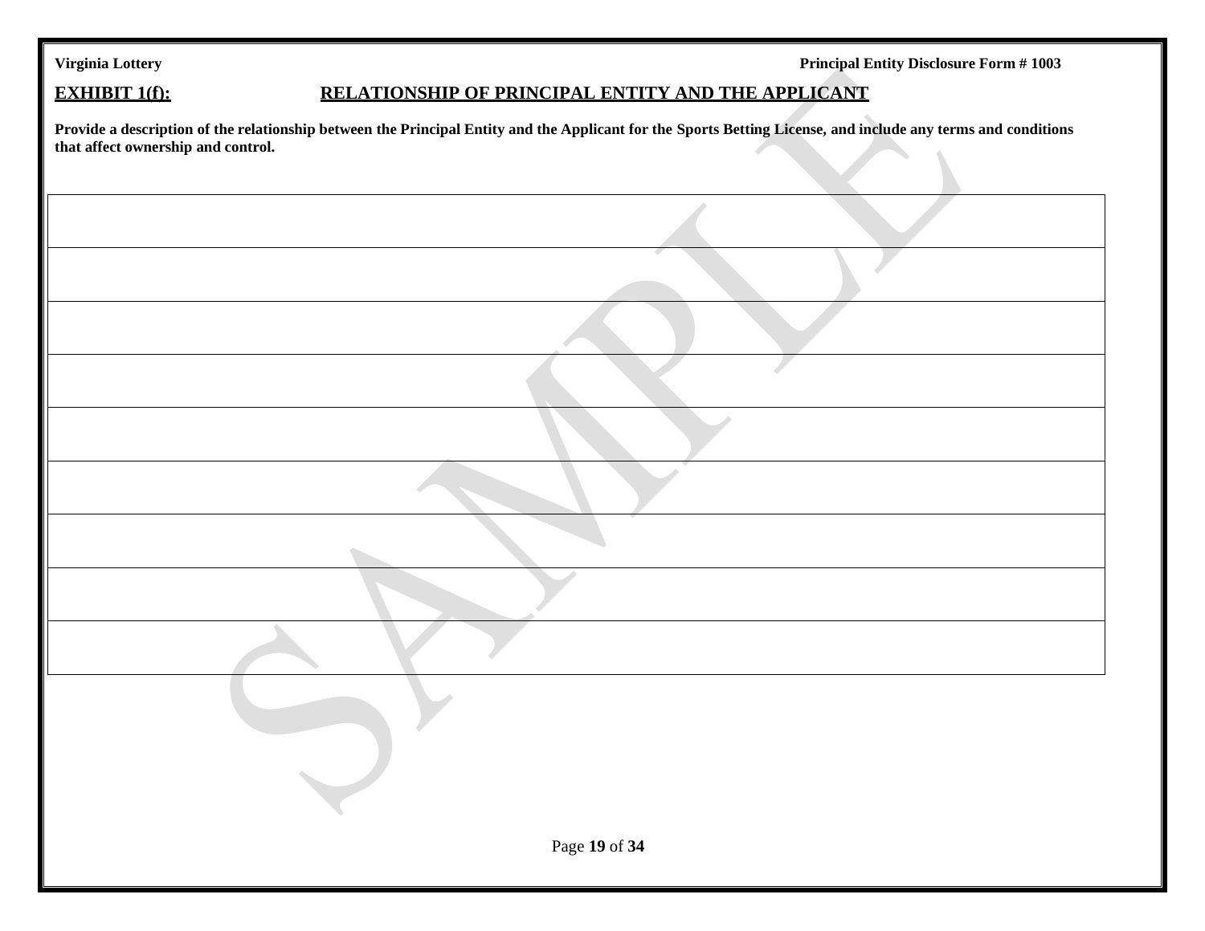## EXHIBIT 1(f): RELATIONSHIP OF PRINCIPAL ENTITY AND THE APPLICANT

**Provide a description of the relationship between the Principal Entity and the Applicant for the Sports Betting License, and include any terms and conditions that affect ownership and control.**

| |
|---|
| |
| |
| |
| |
| |
| |
| |
| |
| |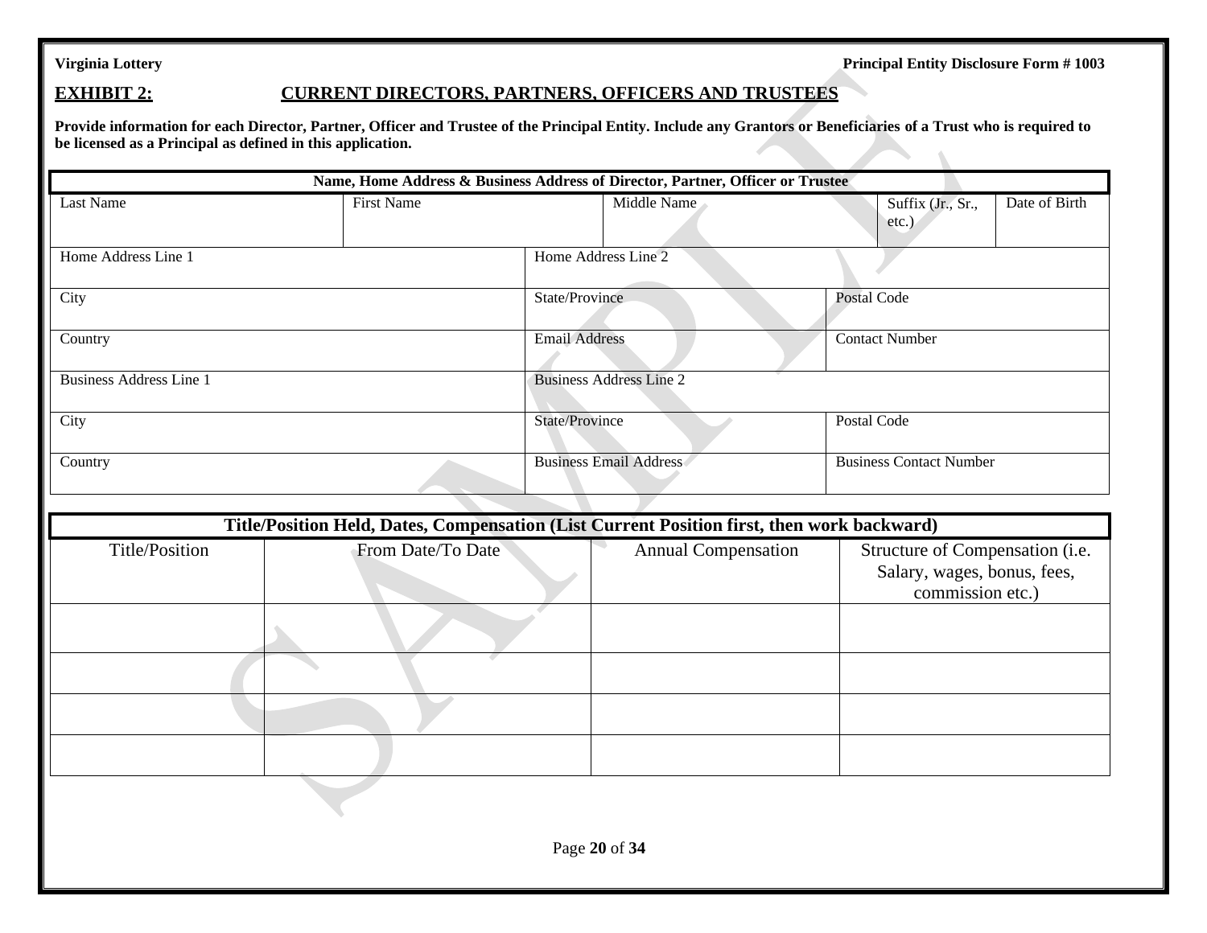**Virginia Lottery** **Principal Entity Disclosure Form # 1003**

## EXHIBIT 2: CURRENT DIRECTORS, PARTNERS, OFFICERS AND TRUSTEES

**Provide information for each Director, Partner, Officer and Trustee of the Principal Entity. Include any Grantors or Beneficiaries of a Trust who is required to be licensed as a Principal as defined in this application.**

| Name, Home Address & Business Address of Director, Partner, Officer or Trustee | | | | |
|---|---|---|---|---|
| Last Name | First Name | Middle Name | Suffix (Jr., Sr., etc.) | Date of Birth |
| Home Address Line 1 | | Home Address Line 2 | | |
| City | | State/Province | Postal Code | |
| Country | | Email Address | Contact Number | |
| Business Address Line 1 | | Business Address Line 2 | | |
| City | | State/Province | Postal Code | |
| Country | | Business Email Address | Business Contact Number | |

| Title/Position Held, Dates, Compensation (List Current Position first, then work backward) | | | |
|---|---|---|---|
| Title/Position | From Date/To Date | Annual Compensation | Structure of Compensation (i.e. Salary, wages, bonus, fees, commission etc.) |
| | | | |
| | | | |
| | | | |
| | | | |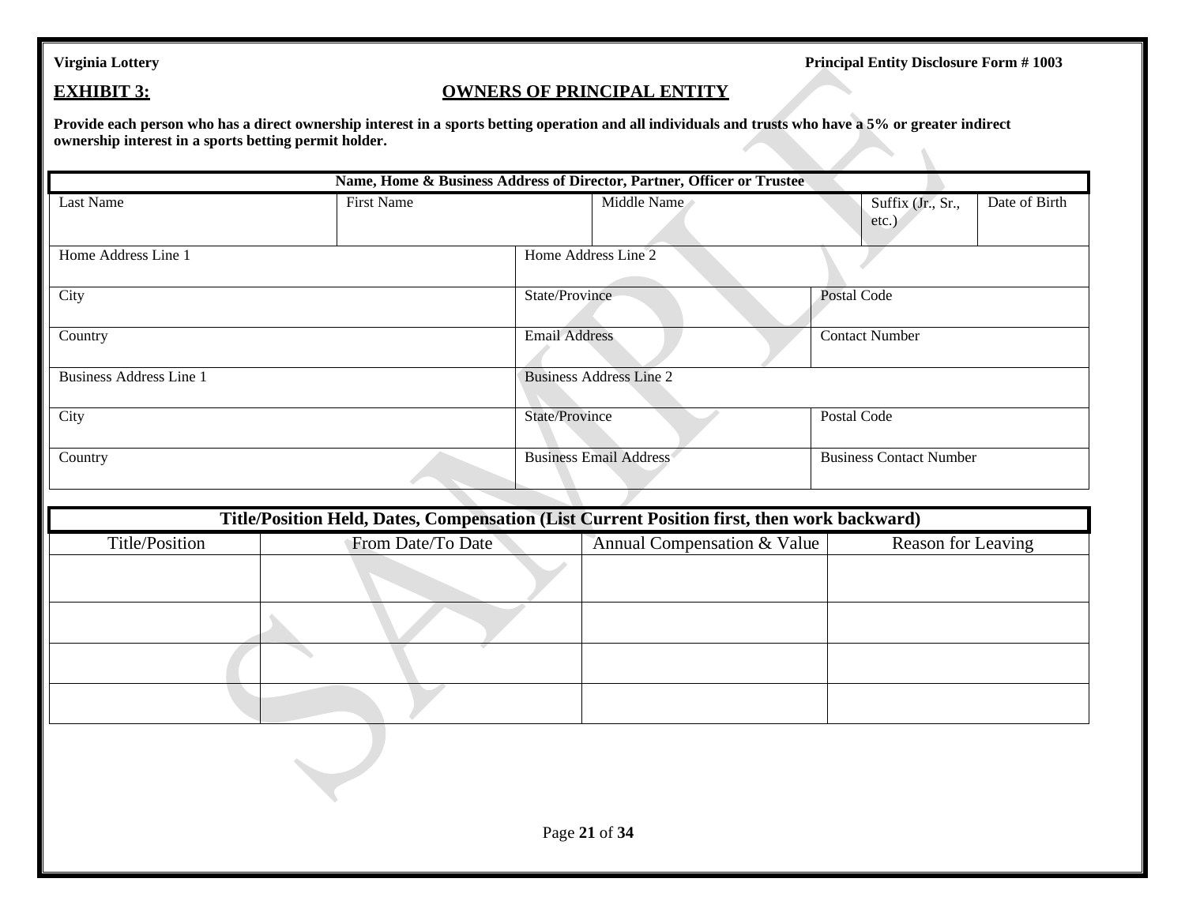## EXHIBIT 3: OWNERS OF PRINCIPAL ENTITY

**Provide each person who has a direct ownership interest in a sports betting operation and all individuals and trusts who have a 5% or greater indirect ownership interest in a sports betting permit holder.**

| Name, Home & Business Address of Director, Partner, Officer or Trustee | | | | |
|---|---|---|---|---|
| Last Name | First Name | Middle Name | Suffix (Jr., Sr., etc.) | Date of Birth |
| Home Address Line 1 | Home Address Line 2 | | | |
| City | State/Province | Postal Code | | |
| Country | Email Address | Contact Number | | |
| Business Address Line 1 | Business Address Line 2 | | | |
| City | State/Province | Postal Code | | |
| Country | Business Email Address | Business Contact Number | | |

| Title/Position Held, Dates, Compensation (List Current Position first, then work backward) | | | |
|---|---|---|---|
| Title/Position | From Date/To Date | Annual Compensation & Value | Reason for Leaving |
| | | | |
| | | | |
| | | | |
| | | | |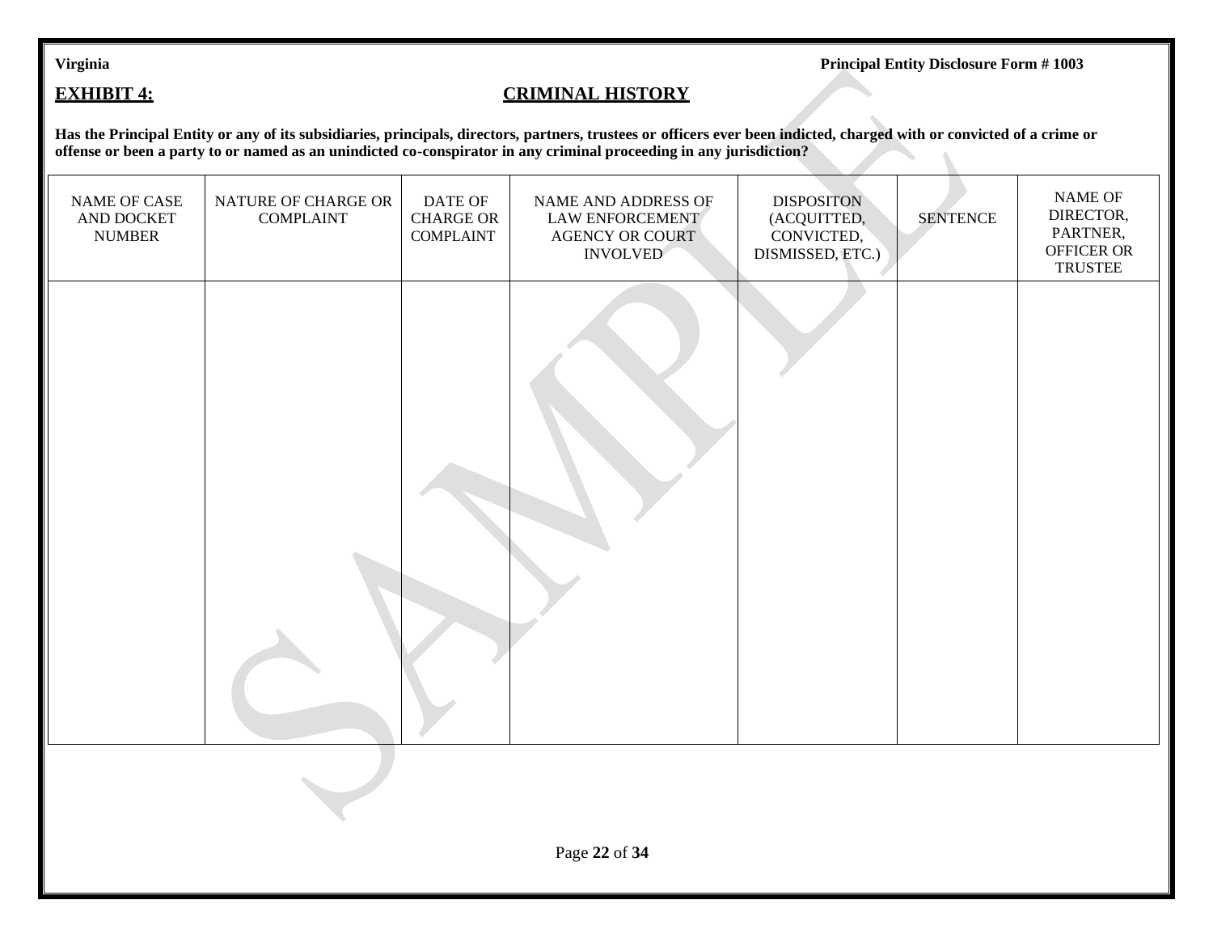**Virginia** **Principal Entity Disclosure Form # 1003**

## EXHIBIT 4: CRIMINAL HISTORY

**Has the Principal Entity or any of its subsidiaries, principals, directors, partners, trustees or officers ever been indicted, charged with or convicted of a crime or offense or been a party to or named as an unindicted co-conspirator in any criminal proceeding in any jurisdiction?**

| NAME OF CASE AND DOCKET NUMBER | NATURE OF CHARGE OR COMPLAINT | DATE OF CHARGE OR COMPLAINT | NAME AND ADDRESS OF LAW ENFORCEMENT AGENCY OR COURT INVOLVED | DISPOSITON (ACQUITTED, CONVICTED, DISMISSED, ETC.) | SENTENCE | NAME OF DIRECTOR, PARTNER, OFFICER OR TRUSTEE |
|---|---|---|---|---|---|---|
| | | | | | | |

SAMPLE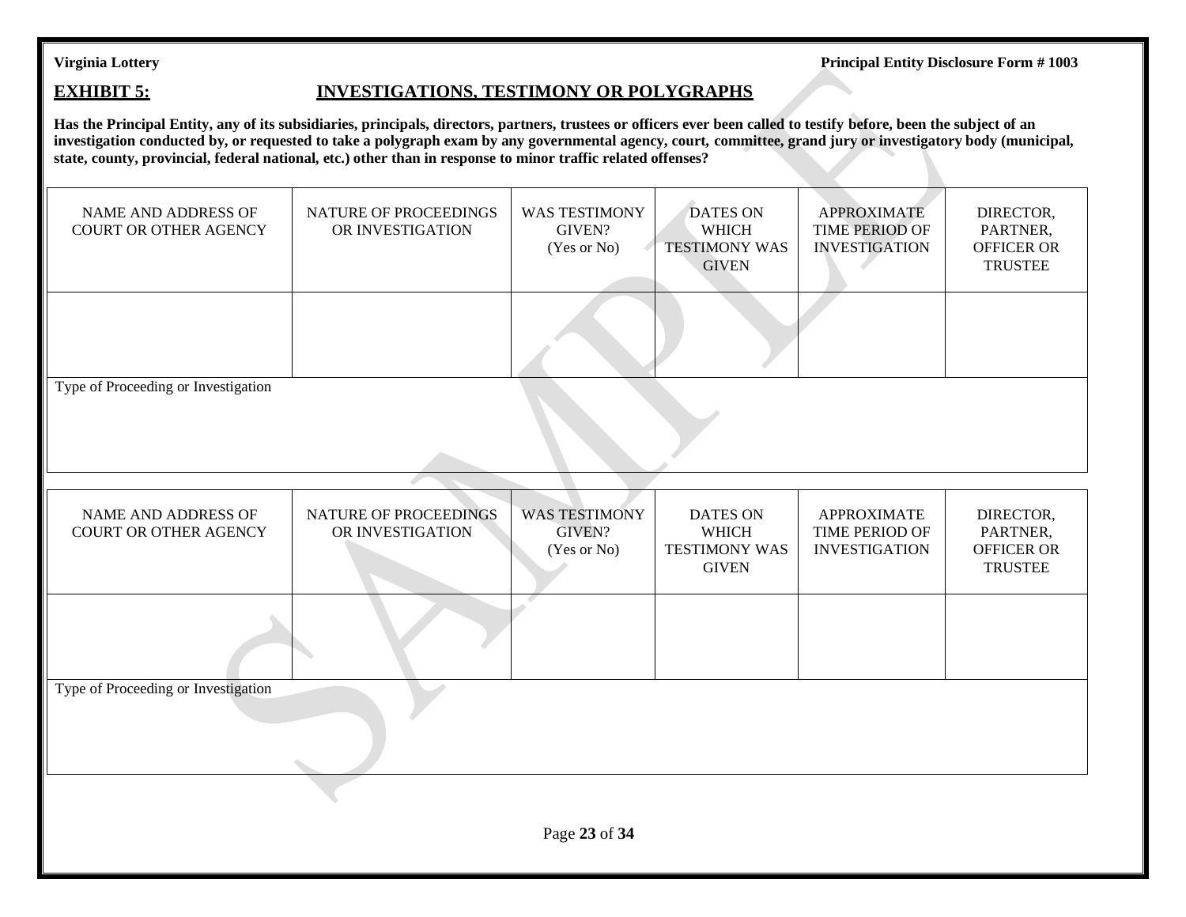**Virginia Lottery** **Principal Entity Disclosure Form # 1003**

## EXHIBIT 5: INVESTIGATIONS, TESTIMONY OR POLYGRAPHS

**Has the Principal Entity, any of its subsidiaries, principals, directors, partners, trustees or officers ever been called to testify before, been the subject of an investigation conducted by, or requested to take a polygraph exam by any governmental agency, court, committee, grand jury or investigatory body (municipal, state, county, provincial, federal national, etc.) other than in response to minor traffic related offenses?**

| NAME AND ADDRESS OF COURT OR OTHER AGENCY | NATURE OF PROCEEDINGS OR INVESTIGATION | WAS TESTIMONY GIVEN? (Yes or No) | DATES ON WHICH TESTIMONY WAS GIVEN | APPROXIMATE TIME PERIOD OF INVESTIGATION | DIRECTOR, PARTNER, OFFICER OR TRUSTEE |
|---|---|---|---|---|---|
| | | | | | |
| Type of Proceeding or Investigation | | | | | |

| NAME AND ADDRESS OF COURT OR OTHER AGENCY | NATURE OF PROCEEDINGS OR INVESTIGATION | WAS TESTIMONY GIVEN? (Yes or No) | DATES ON WHICH TESTIMONY WAS GIVEN | APPROXIMATE TIME PERIOD OF INVESTIGATION | DIRECTOR, PARTNER, OFFICER OR TRUSTEE |
|---|---|---|---|---|---|
| | | | | | |
| Type of Proceeding or Investigation | | | | | |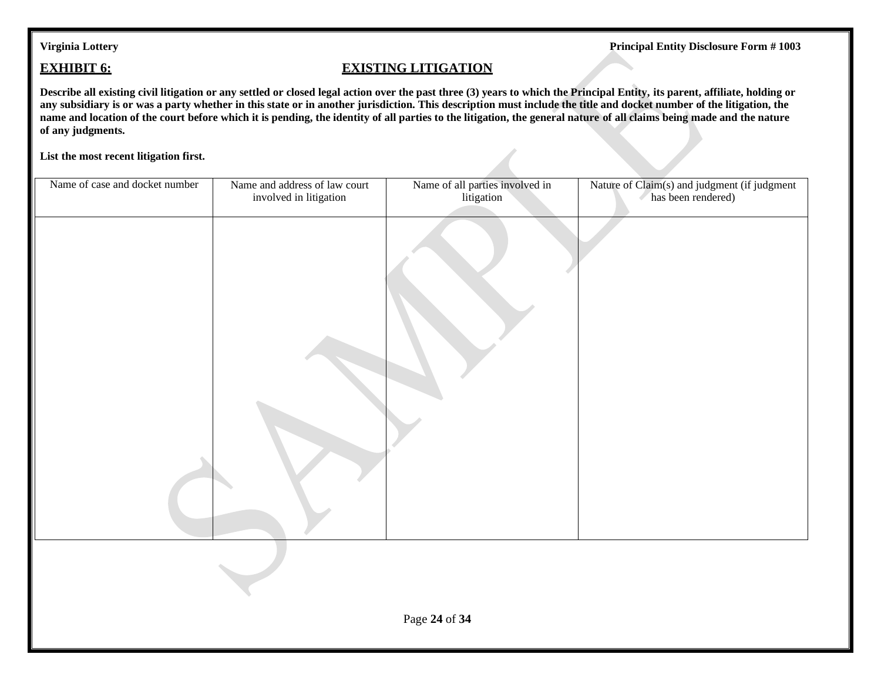**Virginia Lottery** **Principal Entity Disclosure Form # 1003**

## EXHIBIT 6: EXISTING LITIGATION

**Describe all existing civil litigation or any settled or closed legal action over the past three (3) years to which the Principal Entity, its parent, affiliate, holding or any subsidiary is or was a party whether in this state or in another jurisdiction. This description must include the title and docket number of the litigation, the name and location of the court before which it is pending, the identity of all parties to the litigation, the general nature of all claims being made and the nature of any judgments.**

**List the most recent litigation first.**

| Name of case and docket number | Name and address of law court involved in litigation | Name of all parties involved in litigation | Nature of Claim(s) and judgment (if judgment has been rendered) |
|---|---|---|---|
| | | | |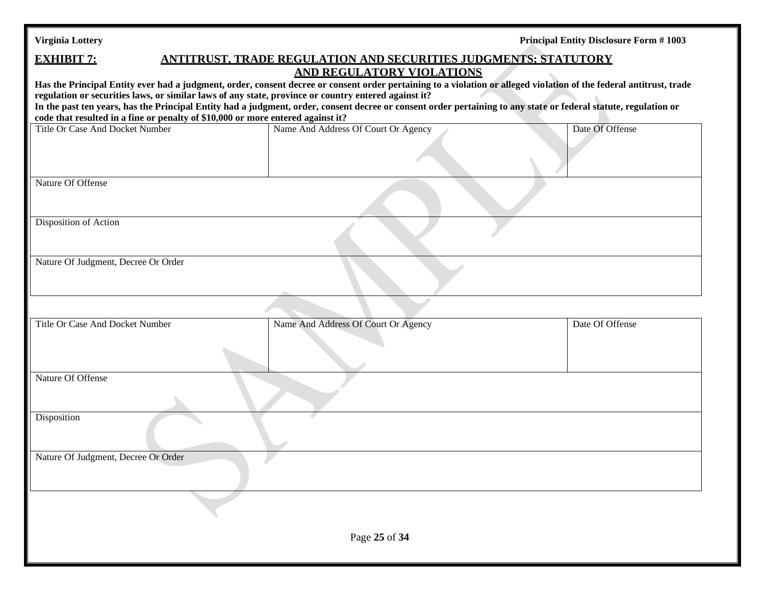## EXHIBIT 7: ANTITRUST, TRADE REGULATION AND SECURITIES JUDGMENTS; STATUTORY AND REGULATORY VIOLATIONS

**Has the Principal Entity ever had a judgment, order, consent decree or consent order pertaining to a violation or alleged violation of the federal antitrust, trade regulation or securities laws, or similar laws of any state, province or country entered against it?**

**In the past ten years, has the Principal Entity had a judgment, order, consent decree or consent order pertaining to any state or federal statute, regulation or code that resulted in a fine or penalty of $10,000 or more entered against it?**

| Title Or Case And Docket Number | Name And Address Of Court Or Agency | Date Of Offense |
|---|---|---|
| | | |
| Nature Of Offense | | |
| Disposition of Action | | |
| Nature Of Judgment, Decree Or Order | | |

| Title Or Case And Docket Number | Name And Address Of Court Or Agency | Date Of Offense |
|---|---|---|
| | | |
| Nature Of Offense | | |
| Disposition | | |
| Nature Of Judgment, Decree Or Order | | |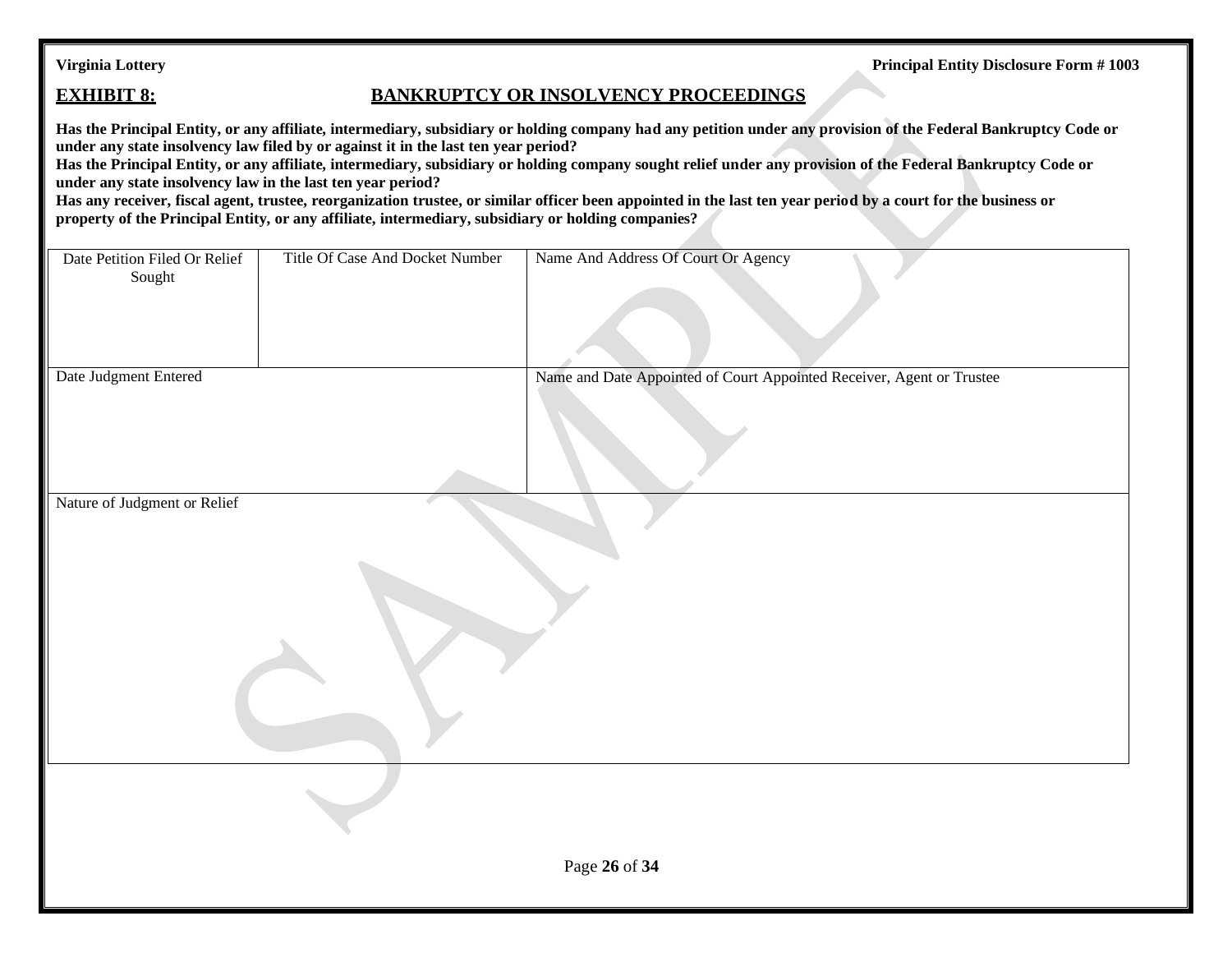## EXHIBIT 8: BANKRUPTCY OR INSOLVENCY PROCEEDINGS

**Has the Principal Entity, or any affiliate, intermediary, subsidiary or holding company had any petition under any provision of the Federal Bankruptcy Code or under any state insolvency law filed by or against it in the last ten year period?**
**Has the Principal Entity, or any affiliate, intermediary, subsidiary or holding company sought relief under any provision of the Federal Bankruptcy Code or under any state insolvency law in the last ten year period?**
**Has any receiver, fiscal agent, trustee, reorganization trustee, or similar officer been appointed in the last ten year period by a court for the business or property of the Principal Entity, or any affiliate, intermediary, subsidiary or holding companies?**

| Date Petition Filed Or Relief Sought | Title Of Case And Docket Number | Name And Address Of Court Or Agency |
|---|---|---|
| | | |
| Date Judgment Entered | | Name and Date Appointed of Court Appointed Receiver, Agent or Trustee |
| | | |
| Nature of Judgment or Relief | | |
| | | |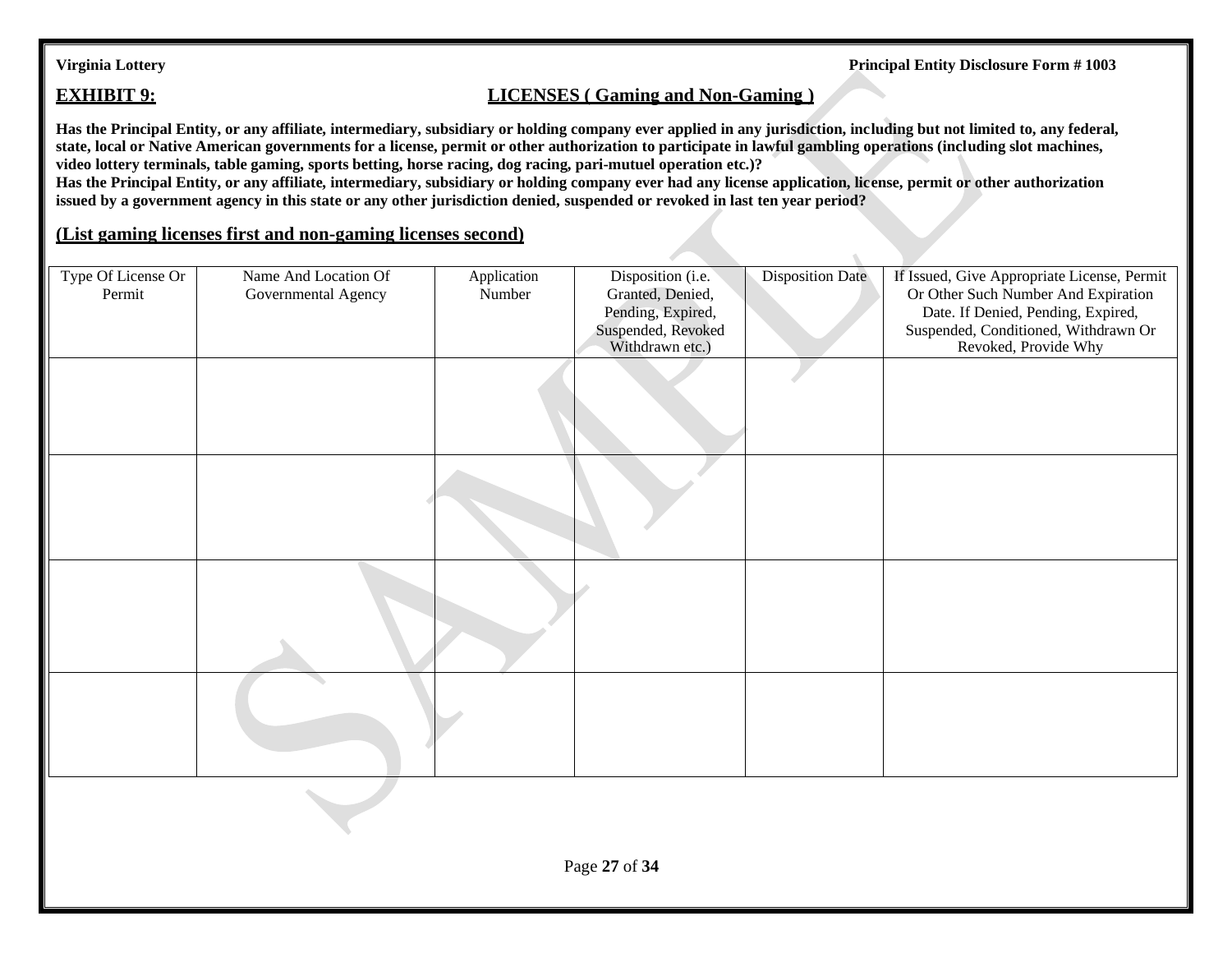**EXHIBIT 9:** **LICENSES ( Gaming and Non-Gaming )**

**Has the Principal Entity, or any affiliate, intermediary, subsidiary or holding company ever applied in any jurisdiction, including but not limited to, any federal, state, local or Native American governments for a license, permit or other authorization to participate in lawful gambling operations (including slot machines, video lottery terminals, table gaming, sports betting, horse racing, dog racing, pari-mutuel operation etc.)?**
**Has the Principal Entity, or any affiliate, intermediary, subsidiary or holding company ever had any license application, license, permit or other authorization issued by a government agency in this state or any other jurisdiction denied, suspended or revoked in last ten year period?**

**(List gaming licenses first and non-gaming licenses second)**

| Type Of License Or Permit | Name And Location Of Governmental Agency | Application Number | Disposition (i.e. Granted, Denied, Pending, Expired, Suspended, Revoked Withdrawn etc.) | Disposition Date | If Issued, Give Appropriate License, Permit Or Other Such Number And Expiration Date. If Denied, Pending, Expired, Suspended, Conditioned, Withdrawn Or Revoked, Provide Why |
|---|---|---|---|---|---|
| | | | | | |
| | | | | | |
| | | | | | |
| | | | | | |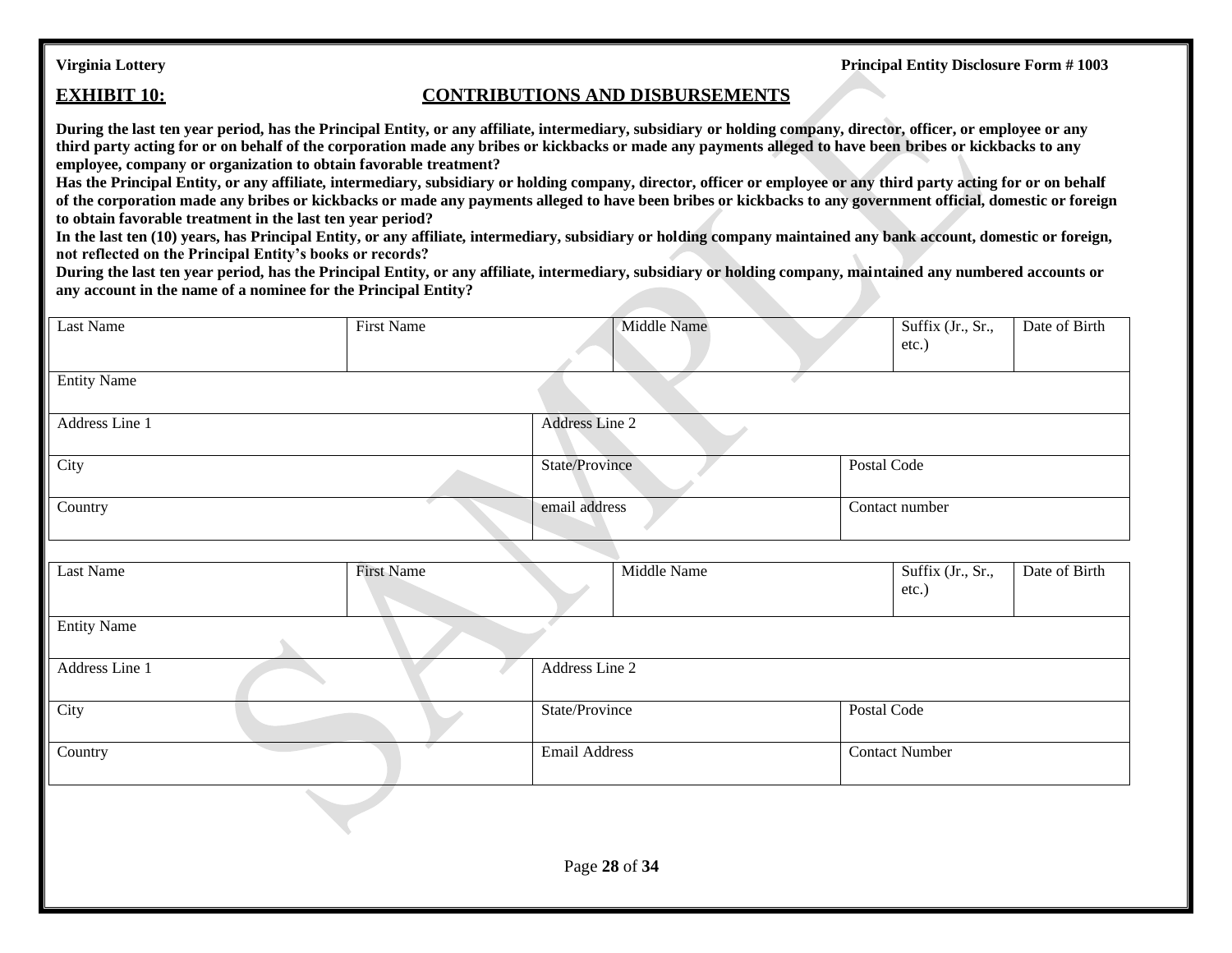**EXHIBIT 10:** **CONTRIBUTIONS AND DISBURSEMENTS**

**During the last ten year period, has the Principal Entity, or any affiliate, intermediary, subsidiary or holding company, director, officer, or employee or any third party acting for or on behalf of the corporation made any bribes or kickbacks or made any payments alleged to have been bribes or kickbacks to any employee, company or organization to obtain favorable treatment?**

**Has the Principal Entity, or any affiliate, intermediary, subsidiary or holding company, director, officer or employee or any third party acting for or on behalf of the corporation made any bribes or kickbacks or made any payments alleged to have been bribes or kickbacks to any government official, domestic or foreign to obtain favorable treatment in the last ten year period?**

**In the last ten (10) years, has Principal Entity, or any affiliate, intermediary, subsidiary or holding company maintained any bank account, domestic or foreign, not reflected on the Principal Entity's books or records?**

**During the last ten year period, has the Principal Entity, or any affiliate, intermediary, subsidiary or holding company, maintained any numbered accounts or any account in the name of a nominee for the Principal Entity?**

| Last Name | First Name | Middle Name | Suffix (Jr., Sr., etc.) | Date of Birth |
|---|---|---|---|---|
| Entity Name | | | | |
| Address Line 1 | Address Line 2 | | | |
| City | State/Province | Postal Code | | |
| Country | email address | Contact number | | |

| Last Name | First Name | Middle Name | Suffix (Jr., Sr., etc.) | Date of Birth |
|---|---|---|---|---|
| Entity Name | | | | |
| Address Line 1 | Address Line 2 | | | |
| City | State/Province | Postal Code | | |
| Country | Email Address | Contact Number | | |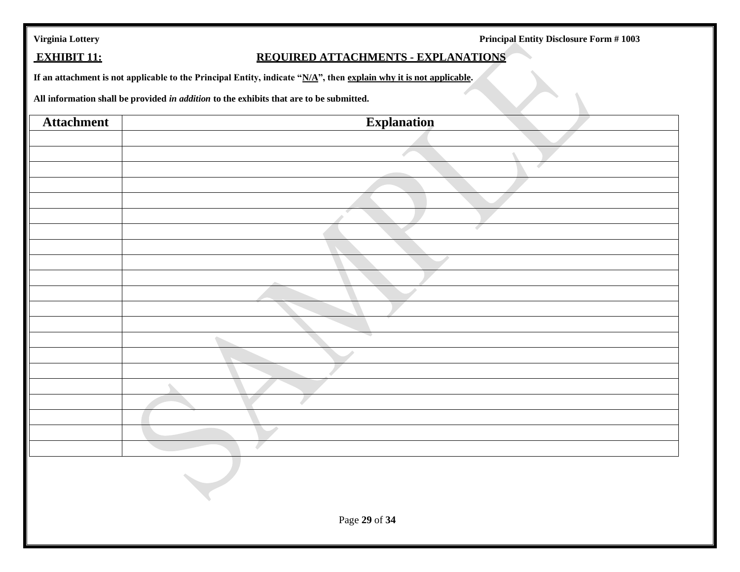## EXHIBIT 11: REQUIRED ATTACHMENTS - EXPLANATIONS

**If an attachment is not applicable to the Principal Entity, indicate "N/A", then explain why it is not applicable.**

**All information shall be provided *in addition* to the exhibits that are to be submitted.**

| Attachment | Explanation |
|---|---|
| | |
| | |
| | |
| | |
| | |
| | |
| | |
| | |
| | |
| | |
| | |
| | |
| | |
| | |
| | |
| | |
| | |
| | |
| | |
| | |
| | |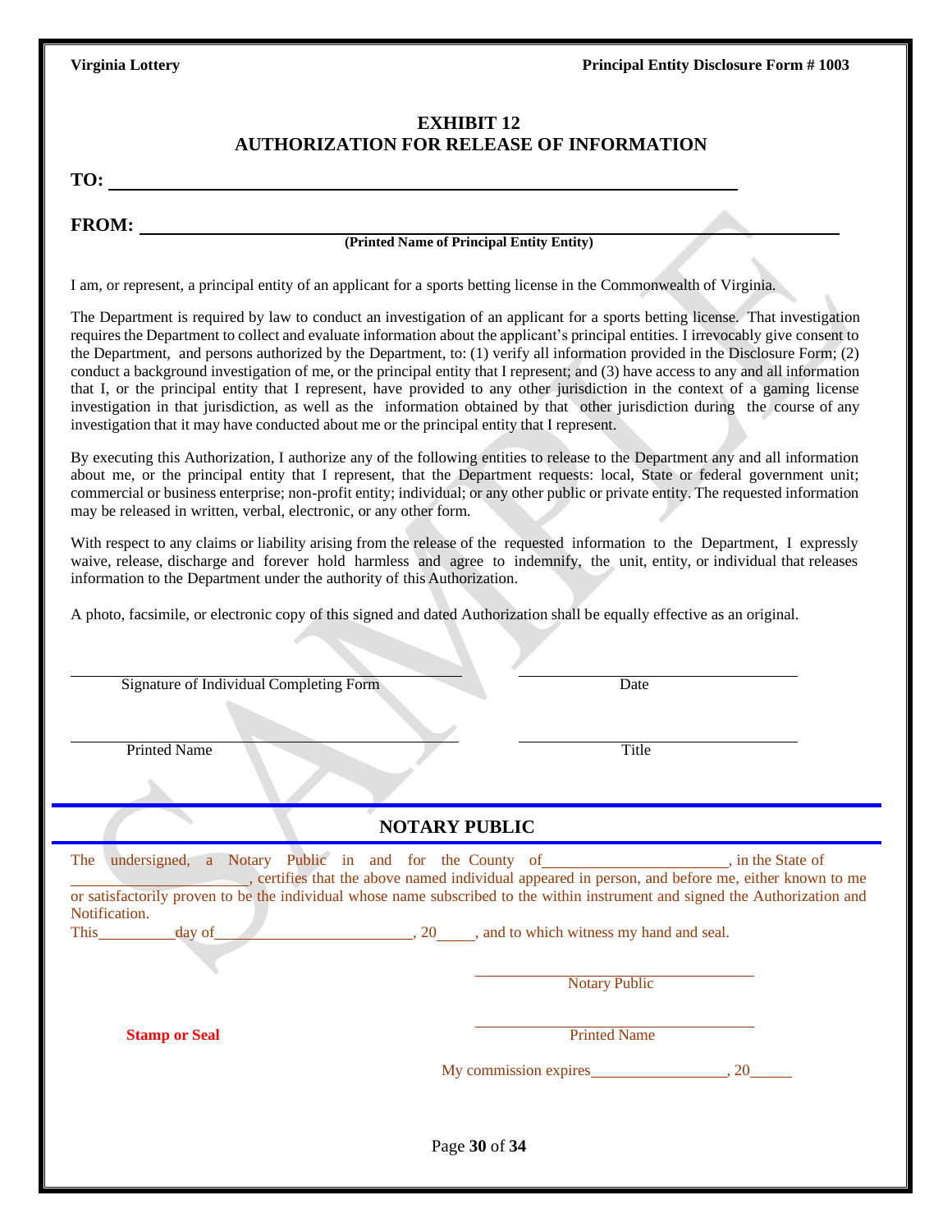**EXHIBIT 12**
**AUTHORIZATION FOR RELEASE OF INFORMATION**

**TO:** ______________________________________________________________

**FROM:** ______________________________________________________________
**(Printed Name of Principal Entity Entity)**

I am, or represent, a principal entity of an applicant for a sports betting license in the Commonwealth of Virginia.

The Department is required by law to conduct an investigation of an applicant for a sports betting license. That investigation requires the Department to collect and evaluate information about the applicant's principal entities. I irrevocably give consent to the Department, and persons authorized by the Department, to: (1) verify all information provided in the Disclosure Form; (2) conduct a background investigation of me, or the principal entity that I represent; and (3) have access to any and all information that I, or the principal entity that I represent, have provided to any other jurisdiction in the context of a gaming license investigation in that jurisdiction, as well as the information obtained by that other jurisdiction during the course of any investigation that it may have conducted about me or the principal entity that I represent.

By executing this Authorization, I authorize any of the following entities to release to the Department any and all information about me, or the principal entity that I represent, that the Department requests: local, State or federal government unit; commercial or business enterprise; non-profit entity; individual; or any other public or private entity. The requested information may be released in written, verbal, electronic, or any other form.

With respect to any claims or liability arising from the release of the requested information to the Department, I expressly waive, release, discharge and forever hold harmless and agree to indemnify, the unit, entity, or individual that releases information to the Department under the authority of this Authorization.

A photo, facsimile, or electronic copy of this signed and dated Authorization shall be equally effective as an original.

| | |
|---|---|
| ______________________________ | ______________________________ |
| Signature of Individual Completing Form | Date |
| ______________________________ | ______________________________ |
| Printed Name | Title |

## NOTARY PUBLIC

The undersigned, a Notary Public in and for the County of ____________________, in the State of ____________________, certifies that the above named individual appeared in person, and before me, either known to me or satisfactorily proven to be the individual whose name subscribed to the within instrument and signed the Authorization and Notification.

This ________ day of ______________________, 20____, and to which witness my hand and seal.

______________________________
Notary Public

**Stamp or Seal**

______________________________
Printed Name

My commission expires ________________, 20_____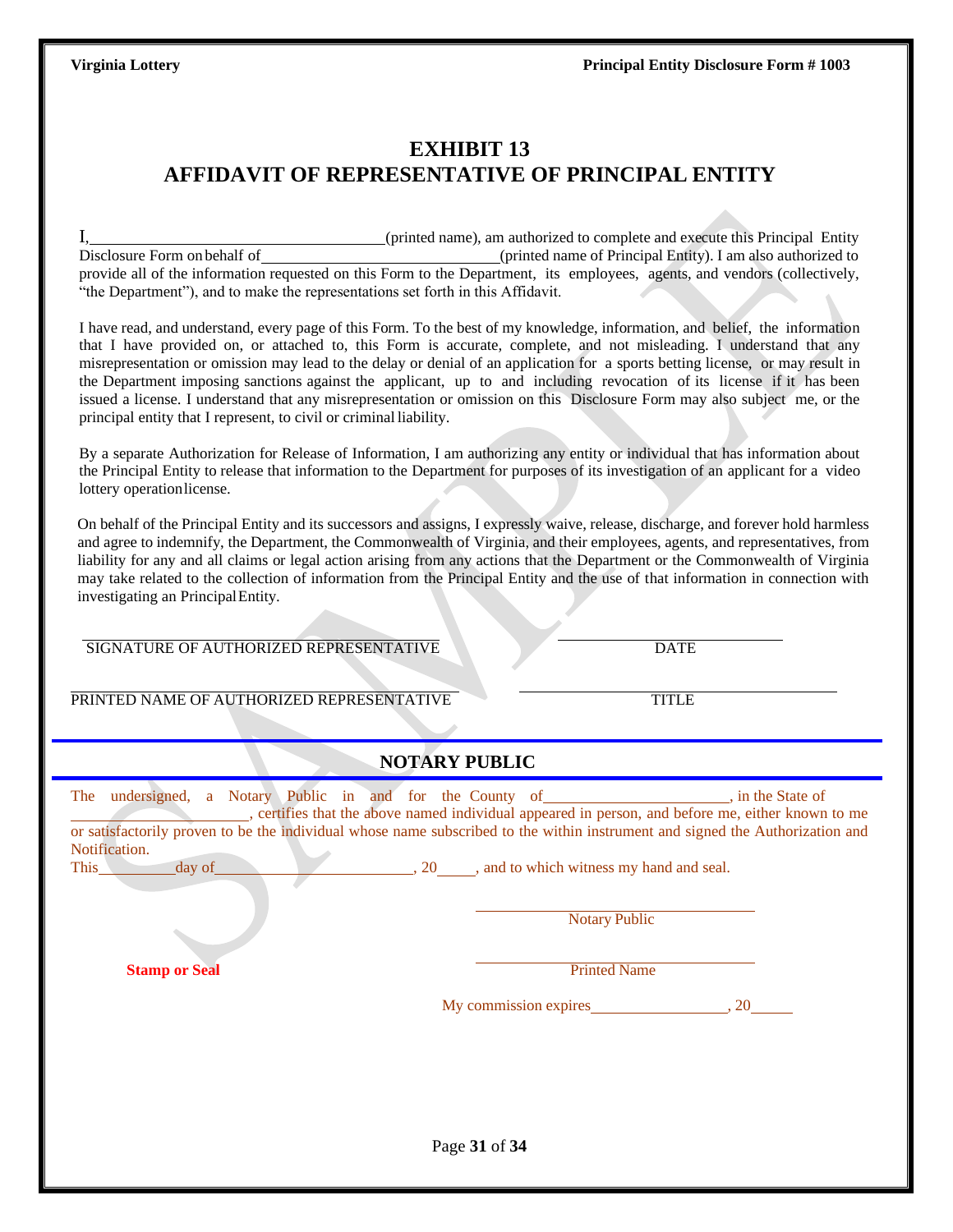# EXHIBIT 13
# AFFIDAVIT OF REPRESENTATIVE OF PRINCIPAL ENTITY

I,_____________________________________(printed name), am authorized to complete and execute this Principal Entity Disclosure Form on behalf of______________________________(printed name of Principal Entity). I am also authorized to provide all of the information requested on this Form to the Department, its employees, agents, and vendors (collectively, "the Department"), and to make the representations set forth in this Affidavit.

I have read, and understand, every page of this Form. To the best of my knowledge, information, and belief, the information that I have provided on, or attached to, this Form is accurate, complete, and not misleading. I understand that any misrepresentation or omission may lead to the delay or denial of an application for a sports betting license, or may result in the Department imposing sanctions against the applicant, up to and including revocation of its license if it has been issued a license. I understand that any misrepresentation or omission on this Disclosure Form may also subject me, or the principal entity that I represent, to civil or criminal liability.

By a separate Authorization for Release of Information, I am authorizing any entity or individual that has information about the Principal Entity to release that information to the Department for purposes of its investigation of an applicant for a video lottery operation license.

On behalf of the Principal Entity and its successors and assigns, I expressly waive, release, discharge, and forever hold harmless and agree to indemnify, the Department, the Commonwealth of Virginia, and their employees, agents, and representatives, from liability for any and all claims or legal action arising from any actions that the Department or the Commonwealth of Virginia may take related to the collection of information from the Principal Entity and the use of that information in connection with investigating an Principal Entity.

_____________________________________ SIGNATURE OF AUTHORIZED REPRESENTATIVE

_______________________ DATE

_____________________________________ PRINTED NAME OF AUTHORIZED REPRESENTATIVE

_______________________ TITLE

## NOTARY PUBLIC

The undersigned, a Notary Public in and for the County of______________________, in the State of ______________________, certifies that the above named individual appeared in person, and before me, either known to me or satisfactorily proven to be the individual whose name subscribed to the within instrument and signed the Authorization and Notification.

This_________day of________________________, 20_____, and to which witness my hand and seal.

_______________________________ Notary Public

**Stamp or Seal**

_______________________________ Printed Name

My commission expires_________________, 20_____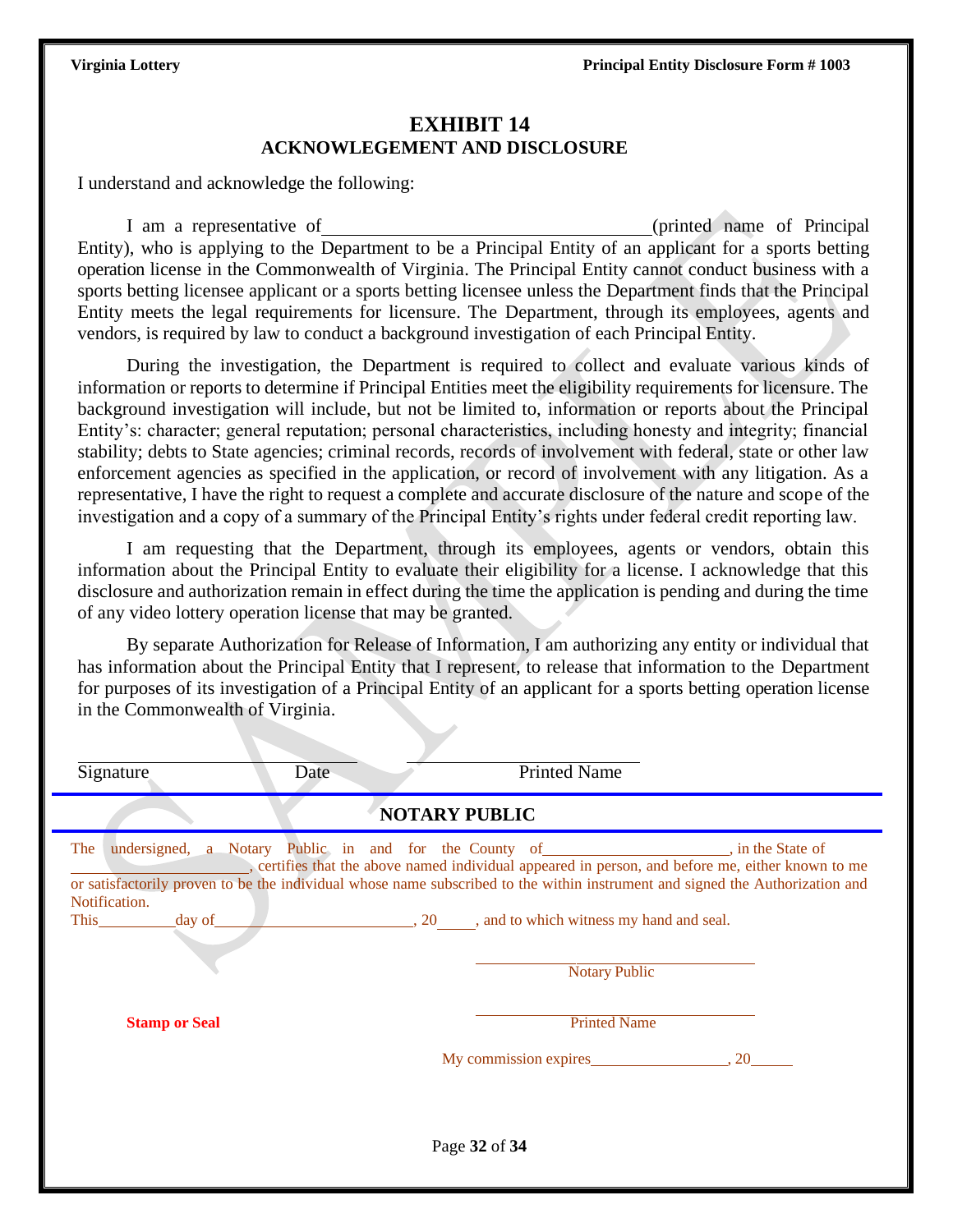# EXHIBIT 14
## ACKNOWLEDGEMENT AND DISCLOSURE

I understand and acknowledge the following:

I am a representative of \_\_\_\_\_\_\_\_\_\_\_\_\_\_\_\_\_\_\_\_\_\_\_\_\_\_\_\_\_\_\_\_\_\_(printed name of Principal Entity), who is applying to the Department to be a Principal Entity of an applicant for a sports betting operation license in the Commonwealth of Virginia. The Principal Entity cannot conduct business with a sports betting licensee applicant or a sports betting licensee unless the Department finds that the Principal Entity meets the legal requirements for licensure. The Department, through its employees, agents and vendors, is required by law to conduct a background investigation of each Principal Entity.

During the investigation, the Department is required to collect and evaluate various kinds of information or reports to determine if Principal Entities meet the eligibility requirements for licensure. The background investigation will include, but not be limited to, information or reports about the Principal Entity's: character; general reputation; personal characteristics, including honesty and integrity; financial stability; debts to State agencies; criminal records, records of involvement with federal, state or other law enforcement agencies as specified in the application, or record of involvement with any litigation. As a representative, I have the right to request a complete and accurate disclosure of the nature and scope of the investigation and a copy of a summary of the Principal Entity's rights under federal credit reporting law.

I am requesting that the Department, through its employees, agents or vendors, obtain this information about the Principal Entity to evaluate their eligibility for a license. I acknowledge that this disclosure and authorization remain in effect during the time the application is pending and during the time of any video lottery operation license that may be granted.

By separate Authorization for Release of Information, I am authorizing any entity or individual that has information about the Principal Entity that I represent, to release that information to the Department for purposes of its investigation of a Principal Entity of an applicant for a sports betting operation license in the Commonwealth of Virginia.

\_\_\_\_\_\_\_\_\_\_\_\_\_\_\_\_\_\_\_\_\_\_\_\_\_\_\_\_\_\_ \_\_\_\_\_\_\_\_\_\_\_\_\_\_\_\_\_\_\_\_\_\_\_\_\_\_\_\_\_\_

Signature Date Printed Name

## NOTARY PUBLIC

The undersigned, a Notary Public in and for the County of\_\_\_\_\_\_\_\_\_\_\_\_\_\_\_\_\_\_\_\_\_\_\_, in the State of \_\_\_\_\_\_\_\_\_\_\_\_\_\_\_\_\_\_\_\_\_\_\_, certifies that the above named individual appeared in person, and before me, either known to me or satisfactorily proven to be the individual whose name subscribed to the within instrument and signed the Authorization and Notification.

This\_\_\_\_\_\_\_\_\_\_day of\_\_\_\_\_\_\_\_\_\_\_\_\_\_\_\_\_\_\_\_\_\_\_\_\_\_, 20\_\_\_\_\_, and to which witness my hand and seal.

\_\_\_\_\_\_\_\_\_\_\_\_\_\_\_\_\_\_\_\_\_\_\_\_\_\_\_\_\_\_\_\_\_\_\_\_

Notary Public

**Stamp or Seal**

\_\_\_\_\_\_\_\_\_\_\_\_\_\_\_\_\_\_\_\_\_\_\_\_\_\_\_\_\_\_\_\_\_\_\_\_

Printed Name

My commission expires\_\_\_\_\_\_\_\_\_\_\_\_\_\_\_\_\_\_, 20\_\_\_\_\_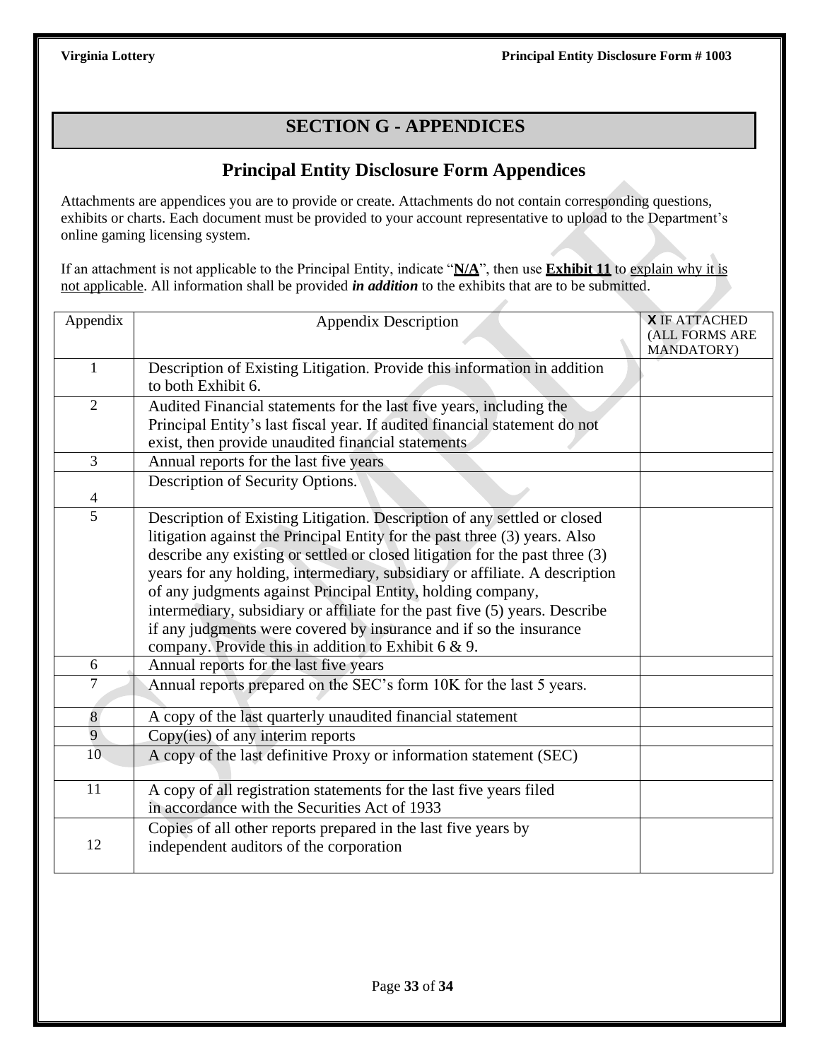## SECTION G - APPENDICES

### Principal Entity Disclosure Form Appendices

Attachments are appendices you are to provide or create. Attachments do not contain corresponding questions, exhibits or charts. Each document must be provided to your account representative to upload to the Department's online gaming licensing system.

If an attachment is not applicable to the Principal Entity, indicate "**N/A**", then use **Exhibit 11** to explain why it is not applicable. All information shall be provided ***in addition*** to the exhibits that are to be submitted.

| Appendix | Appendix Description | **X** IF ATTACHED (ALL FORMS ARE MANDATORY) |
|---|---|---|
| 1 | Description of Existing Litigation. Provide this information in addition to both Exhibit 6. | |
| 2 | Audited Financial statements for the last five years, including the Principal Entity's last fiscal year. If audited financial statement do not exist, then provide unaudited financial statements | |
| 3 | Annual reports for the last five years | |
| 4 | Description of Security Options. | |
| 5 | Description of Existing Litigation. Description of any settled or closed litigation against the Principal Entity for the past three (3) years. Also describe any existing or settled or closed litigation for the past three (3) years for any holding, intermediary, subsidiary or affiliate. A description of any judgments against Principal Entity, holding company, intermediary, subsidiary or affiliate for the past five (5) years. Describe if any judgments were covered by insurance and if so the insurance company. Provide this in addition to Exhibit 6 & 9. | |
| 6 | Annual reports for the last five years | |
| 7 | Annual reports prepared on the SEC's form 10K for the last 5 years. | |
| 8 | A copy of the last quarterly unaudited financial statement | |
| 9 | Copy(ies) of any interim reports | |
| 10 | A copy of the last definitive Proxy or information statement (SEC) | |
| 11 | A copy of all registration statements for the last five years filed in accordance with the Securities Act of 1933 | |
| 12 | Copies of all other reports prepared in the last five years by independent auditors of the corporation | |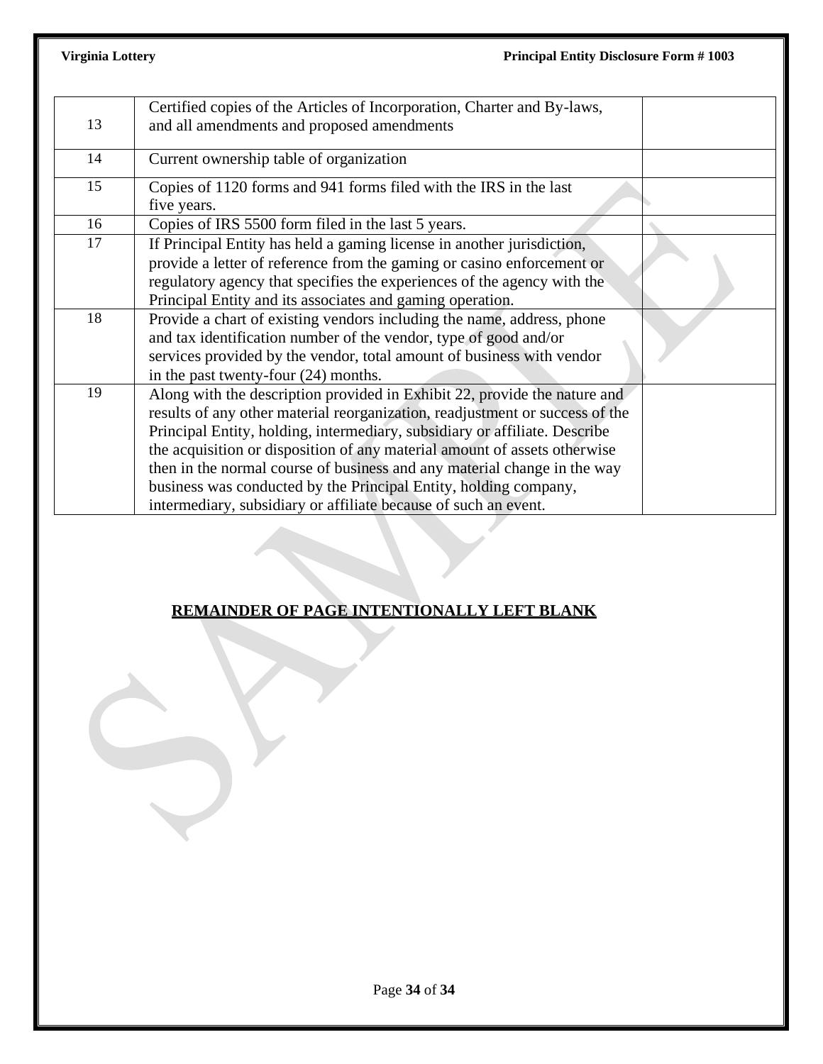| | | |
|---|---|---|
| 13 | Certified copies of the Articles of Incorporation, Charter and By-laws, and all amendments and proposed amendments | |
| 14 | Current ownership table of organization | |
| 15 | Copies of 1120 forms and 941 forms filed with the IRS in the last five years. | |
| 16 | Copies of IRS 5500 form filed in the last 5 years. | |
| 17 | If Principal Entity has held a gaming license in another jurisdiction, provide a letter of reference from the gaming or casino enforcement or regulatory agency that specifies the experiences of the agency with the Principal Entity and its associates and gaming operation. | |
| 18 | Provide a chart of existing vendors including the name, address, phone and tax identification number of the vendor, type of good and/or services provided by the vendor, total amount of business with vendor in the past twenty-four (24) months. | |
| 19 | Along with the description provided in Exhibit 22, provide the nature and results of any other material reorganization, readjustment or success of the Principal Entity, holding, intermediary, subsidiary or affiliate. Describe the acquisition or disposition of any material amount of assets otherwise then in the normal course of business and any material change in the way business was conducted by the Principal Entity, holding company, intermediary, subsidiary or affiliate because of such an event. | |

**REMAINDER OF PAGE INTENTIONALLY LEFT BLANK**